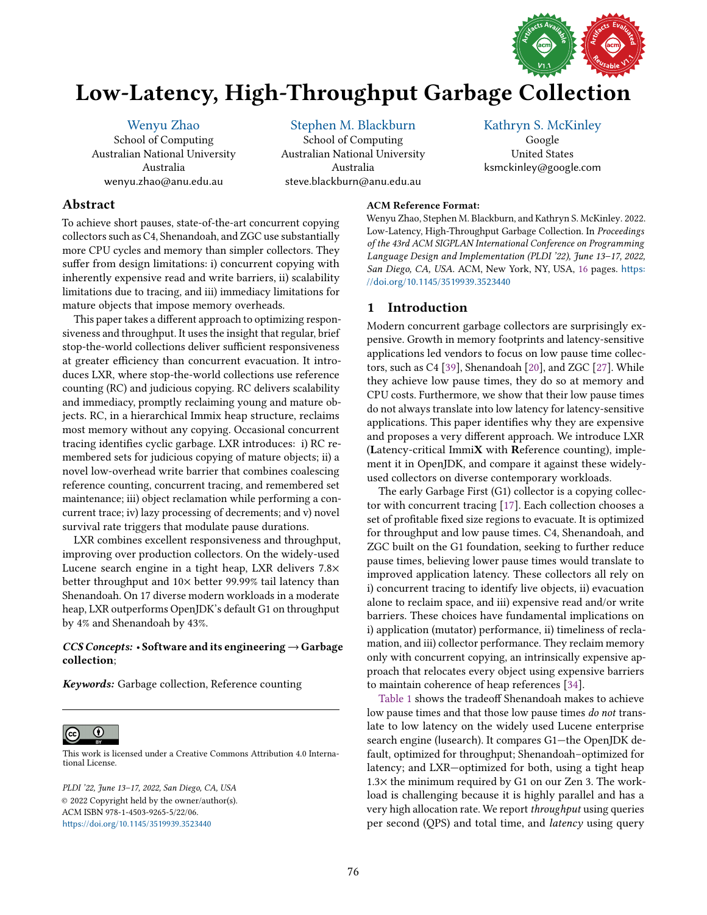# Low-Latency, High-Throughput Garbage Collection

Wenyu Zhao
School of Computing
Australian National University
Australia
wenyu.zhao@anu.edu.au

Stephen M. Blackburn
School of Computing
Australian National University
Australia
steve.blackburn@anu.edu.au

Kathryn S. McKinley
Google
United States
ksmckinley@google.com

## Abstract

To achieve short pauses, state-of-the-art concurrent copying collectors such as C4, Shenandoah, and ZGC use substantially more CPU cycles and memory than simpler collectors. They suffer from design limitations: i) concurrent copying with inherently expensive read and write barriers, ii) scalability limitations due to tracing, and iii) immediacy limitations for mature objects that impose memory overheads.

This paper takes a different approach to optimizing responsiveness and throughput. It uses the insight that regular, brief stop-the-world collections deliver sufficient responsiveness at greater efficiency than concurrent evacuation. It introduces LXR, where stop-the-world collections use reference counting (RC) and judicious copying. RC delivers scalability and immediacy, promptly reclaiming young and mature objects. RC, in a hierarchical Immix heap structure, reclaims most memory without any copying. Occasional concurrent tracing identifies cyclic garbage. LXR introduces: i) RC remembered sets for judicious copying of mature objects; ii) a novel low-overhead write barrier that combines coalescing reference counting, concurrent tracing, and remembered set maintenance; iii) object reclamation while performing a concurrent trace; iv) lazy processing of decrements; and v) novel survival rate triggers that modulate pause durations.

LXR combines excellent responsiveness and throughput, improving over production collectors. On the widely-used Lucene search engine in a tight heap, LXR delivers 7.8× better throughput and 10× better 99.99% tail latency than Shenandoah. On 17 diverse modern workloads in a moderate heap, LXR outperforms OpenJDK's default G1 on throughput by 4% and Shenandoah by 43%.

***CCS Concepts:*** • **Software and its engineering → Garbage collection**;

***Keywords:*** Garbage collection, Reference counting

This work is licensed under a Creative Commons Attribution 4.0 International License.

*PLDI '22, June 13–17, 2022, San Diego, CA, USA*
© 2022 Copyright held by the owner/author(s).
ACM ISBN 978-1-4503-9265-5/22/06.
https://doi.org/10.1145/3519939.3523440

**ACM Reference Format:**
Wenyu Zhao, Stephen M. Blackburn, and Kathryn S. McKinley. 2022. Low-Latency, High-Throughput Garbage Collection. In *Proceedings of the 43rd ACM SIGPLAN International Conference on Programming Language Design and Implementation (PLDI '22), June 13–17, 2022, San Diego, CA, USA.* ACM, New York, NY, USA, 16 pages. https://doi.org/10.1145/3519939.3523440

## 1 Introduction

Modern concurrent garbage collectors are surprisingly expensive. Growth in memory footprints and latency-sensitive applications led vendors to focus on low pause time collectors, such as C4 [39], Shenandoah [20], and ZGC [27]. While they achieve low pause times, they do so at memory and CPU costs. Furthermore, we show that their low pause times do not always translate into low latency for latency-sensitive applications. This paper identifies why they are expensive and proposes a very different approach. We introduce LXR (**L**atency-critical Immi**X** with **R**eference counting), implement it in OpenJDK, and compare it against these widely-used collectors on diverse contemporary workloads.

The early Garbage First (G1) collector is a copying collector with concurrent tracing [17]. Each collection chooses a set of profitable fixed size regions to evacuate. It is optimized for throughput and low pause times. C4, Shenandoah, and ZGC built on the G1 foundation, seeking to further reduce pause times, believing lower pause times would translate to improved application latency. These collectors all rely on i) concurrent tracing to identify live objects, ii) evacuation alone to reclaim space, and iii) expensive read and/or write barriers. These choices have fundamental implications on i) application (mutator) performance, ii) timeliness of reclamation, and iii) collector performance. They reclaim memory only with concurrent copying, an intrinsically expensive approach that relocates every object using expensive barriers to maintain coherence of heap references [34].

Table 1 shows the tradeoff Shenandoah makes to achieve low pause times and that those low pause times *do not* translate to low latency on the widely used Lucene enterprise search engine (lusearch). It compares G1—the OpenJDK default, optimized for throughput; Shenandoah–optimized for latency; and LXR—optimized for both, using a tight heap 1.3× the minimum required by G1 on our Zen 3. The workload is challenging because it is highly parallel and has a very high allocation rate. We report *throughput* using queries per second (QPS) and total time, and *latency* using query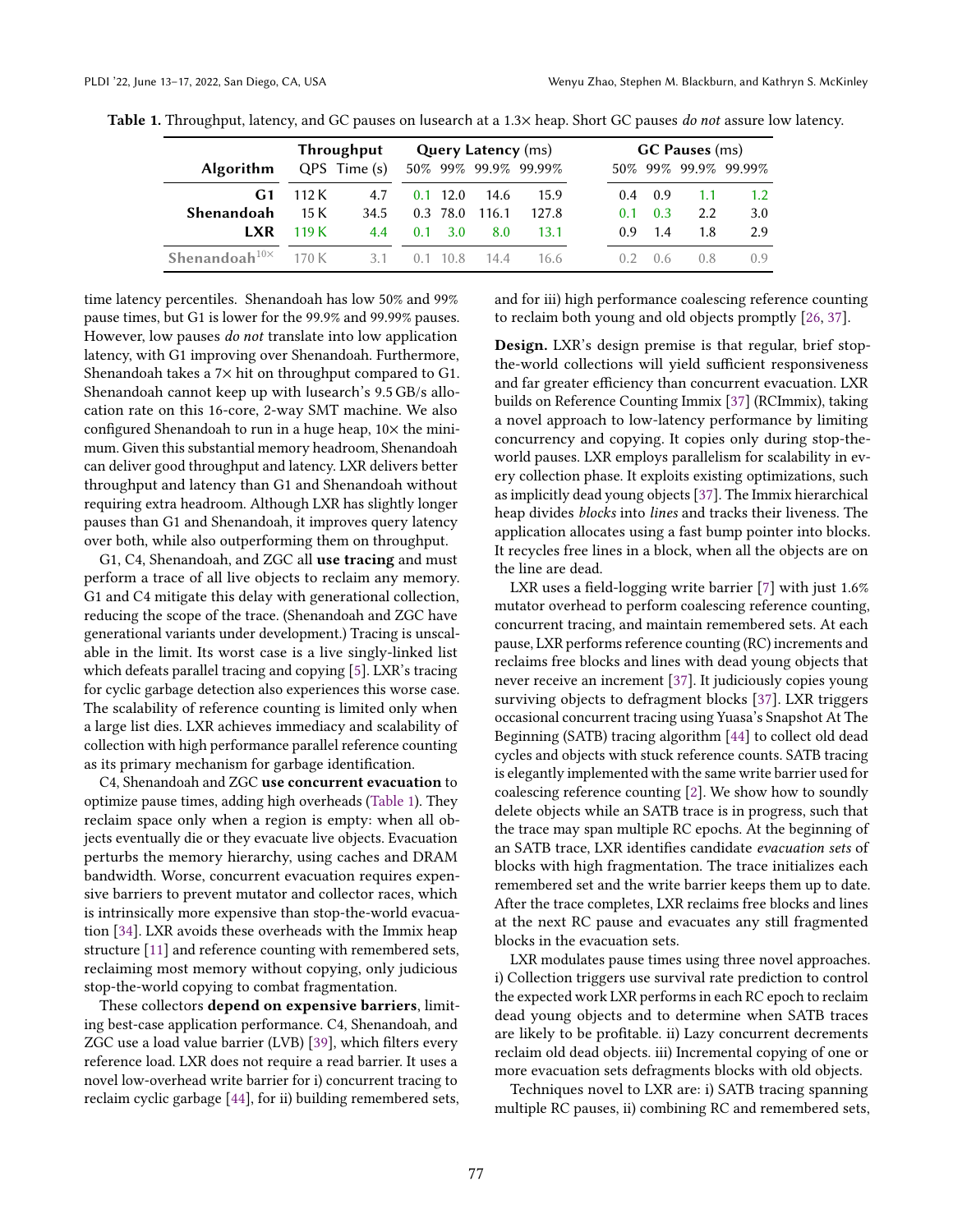**Table 1.** Throughput, latency, and GC pauses on lusearch at a 1.3× heap. Short GC pauses *do not* assure low latency.

| Algorithm | Throughput | | Query Latency (ms) | | | | GC Pauses (ms) | | | |
|---|---|---|---|---|---|---|---|---|---|---|
| | QPS | Time (s) | 50% | 99% | 99.9% | 99.99% | 50% | 99% | 99.9% | 99.99% |
| **G1** | 112 K | 4.7 | 0.1 | 12.0 | 14.6 | 15.9 | 0.4 | 0.9 | 1.1 | 1.2 |
| **Shenandoah** | 15 K | 34.5 | 0.3 | 78.0 | 116.1 | 127.8 | 0.1 | 0.3 | 2.2 | 3.0 |
| **LXR** | 119 K | 4.4 | 0.1 | 3.0 | 8.0 | 13.1 | 0.9 | 1.4 | 1.8 | 2.9 |
| **Shenandoah**$^{10\times}$ | 170 K | 3.1 | 0.1 | 10.8 | 14.4 | 16.6 | 0.2 | 0.6 | 0.8 | 0.9 |

time latency percentiles. Shenandoah has low 50% and 99% pause times, but G1 is lower for the 99.9% and 99.99% pauses. However, low pauses *do not* translate into low application latency, with G1 improving over Shenandoah. Furthermore, Shenandoah takes a 7× hit on throughput compared to G1. Shenandoah cannot keep up with lusearch's 9.5 GB/s allocation rate on this 16-core, 2-way SMT machine. We also configured Shenandoah to run in a huge heap, 10× the minimum. Given this substantial memory headroom, Shenandoah can deliver good throughput and latency. LXR delivers better throughput and latency than G1 and Shenandoah without requiring extra headroom. Although LXR has slightly longer pauses than G1 and Shenandoah, it improves query latency over both, while also outperforming them on throughput.

G1, C4, Shenandoah, and ZGC all **use tracing** and must perform a trace of all live objects to reclaim any memory. G1 and C4 mitigate this delay with generational collection, reducing the scope of the trace. (Shenandoah and ZGC have generational variants under development.) Tracing is unscalable in the limit. Its worst case is a live singly-linked list which defeats parallel tracing and copying [5]. LXR's tracing for cyclic garbage detection also experiences this worse case. The scalability of reference counting is limited only when a large list dies. LXR achieves immediacy and scalability of collection with high performance parallel reference counting as its primary mechanism for garbage identification.

C4, Shenandoah and ZGC **use concurrent evacuation** to optimize pause times, adding high overheads (Table 1). They reclaim space only when a region is empty: when all objects eventually die or they evacuate live objects. Evacuation perturbs the memory hierarchy, using caches and DRAM bandwidth. Worse, concurrent evacuation requires expensive barriers to prevent mutator and collector races, which is intrinsically more expensive than stop-the-world evacuation [34]. LXR avoids these overheads with the Immix heap structure [11] and reference counting with remembered sets, reclaiming most memory without copying, only judicious stop-the-world copying to combat fragmentation.

These collectors **depend on expensive barriers**, limiting best-case application performance. C4, Shenandoah, and ZGC use a load value barrier (LVB) [39], which filters every reference load. LXR does not require a read barrier. It uses a novel low-overhead write barrier for i) concurrent tracing to reclaim cyclic garbage [44], for ii) building remembered sets, and for iii) high performance coalescing reference counting to reclaim both young and old objects promptly [26, 37].

**Design.** LXR's design premise is that regular, brief stop-the-world collections will yield sufficient responsiveness and far greater efficiency than concurrent evacuation. LXR builds on Reference Counting Immix [37] (RCImmix), taking a novel approach to low-latency performance by limiting concurrency and copying. It copies only during stop-the-world pauses. LXR employs parallelism for scalability in every collection phase. It exploits existing optimizations, such as implicitly dead young objects [37]. The Immix hierarchical heap divides *blocks* into *lines* and tracks their liveness. The application allocates using a fast bump pointer into blocks. It recycles free lines in a block, when all the objects are on the line are dead.

LXR uses a field-logging write barrier [7] with just 1.6% mutator overhead to perform coalescing reference counting, concurrent tracing, and maintain remembered sets. At each pause, LXR performs reference counting (RC) increments and reclaims free blocks and lines with dead young objects that never receive an increment [37]. It judiciously copies young surviving objects to defragment blocks [37]. LXR triggers occasional concurrent tracing using Yuasa's Snapshot At The Beginning (SATB) tracing algorithm [44] to collect old dead cycles and objects with stuck reference counts. SATB tracing is elegantly implemented with the same write barrier used for coalescing reference counting [2]. We show how to soundly delete objects while an SATB trace is in progress, such that the trace may span multiple RC epochs. At the beginning of an SATB trace, LXR identifies candidate *evacuation sets* of blocks with high fragmentation. The trace initializes each remembered set and the write barrier keeps them up to date. After the trace completes, LXR reclaims free blocks and lines at the next RC pause and evacuates any still fragmented blocks in the evacuation sets.

LXR modulates pause times using three novel approaches. i) Collection triggers use survival rate prediction to control the expected work LXR performs in each RC epoch to reclaim dead young objects and to determine when SATB traces are likely to be profitable. ii) Lazy concurrent decrements reclaim old dead objects. iii) Incremental copying of one or more evacuation sets defragments blocks with old objects.

Techniques novel to LXR are: i) SATB tracing spanning multiple RC pauses, ii) combining RC and remembered sets,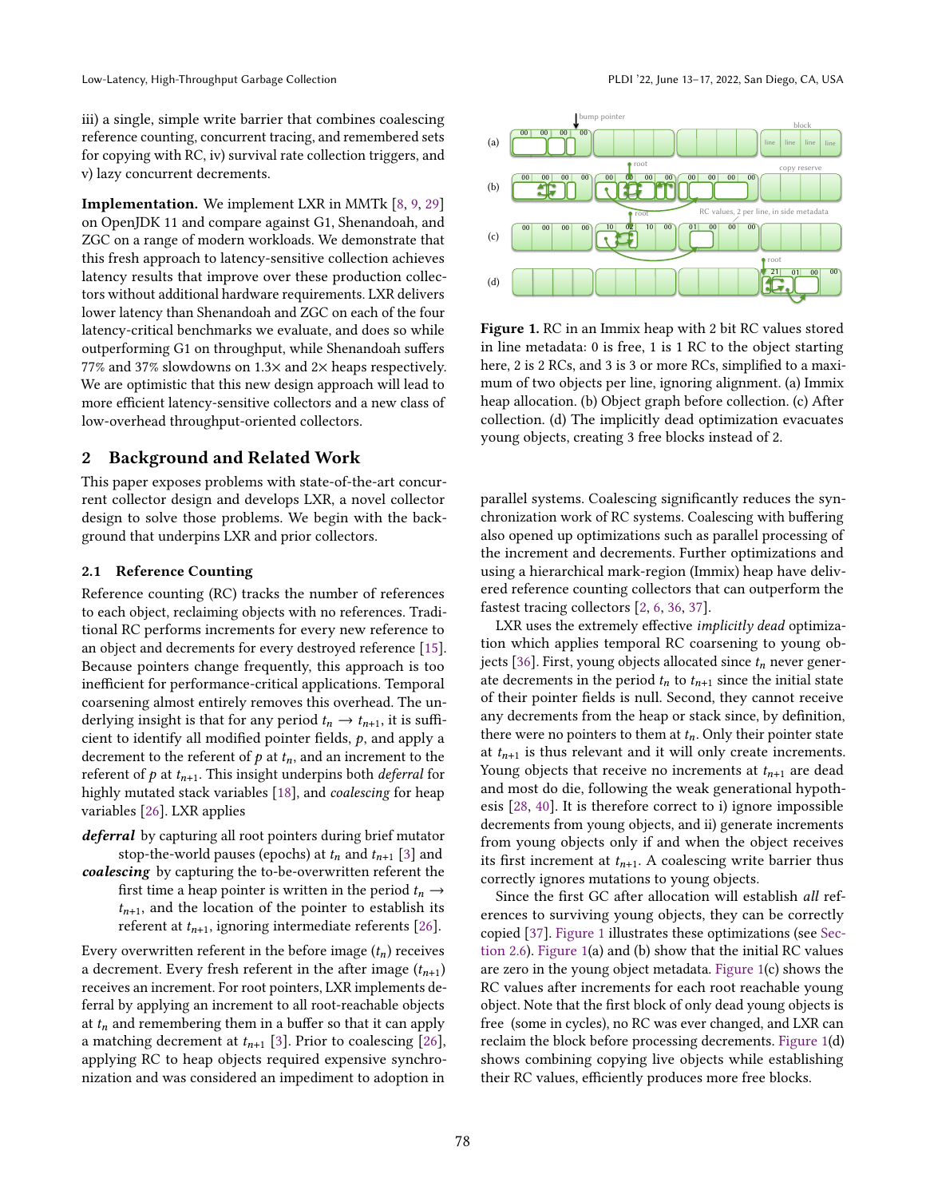iii) a single, simple write barrier that combines coalescing reference counting, concurrent tracing, and remembered sets for copying with RC, iv) survival rate collection triggers, and v) lazy concurrent decrements.

**Implementation.** We implement LXR in MMTk [8, 9, 29] on OpenJDK 11 and compare against G1, Shenandoah, and ZGC on a range of modern workloads. We demonstrate that this fresh approach to latency-sensitive collection achieves latency results that improve over these production collectors without additional hardware requirements. LXR delivers lower latency than Shenandoah and ZGC on each of the four latency-critical benchmarks we evaluate, and does so while outperforming G1 on throughput, while Shenandoah suffers 77% and 37% slowdowns on 1.3× and 2× heaps respectively. We are optimistic that this new design approach will lead to more efficient latency-sensitive collectors and a new class of low-overhead throughput-oriented collectors.

## 2 Background and Related Work

This paper exposes problems with state-of-the-art concurrent collector design and develops LXR, a novel collector design to solve those problems. We begin with the background that underpins LXR and prior collectors.

### 2.1 Reference Counting

Reference counting (RC) tracks the number of references to each object, reclaiming objects with no references. Traditional RC performs increments for every new reference to an object and decrements for every destroyed reference [15]. Because pointers change frequently, this approach is too inefficient for performance-critical applications. Temporal coarsening almost entirely removes this overhead. The underlying insight is that for any period $t_n \rightarrow t_{n+1}$, it is sufficient to identify all modified pointer fields, $p$, and apply a decrement to the referent of $p$ at $t_n$, and an increment to the referent of $p$ at $t_{n+1}$. This insight underpins both *deferral* for highly mutated stack variables [18], and *coalescing* for heap variables [26]. LXR applies

***deferral*** by capturing all root pointers during brief mutator stop-the-world pauses (epochs) at $t_n$ and $t_{n+1}$ [3] and

***coalescing*** by capturing the to-be-overwritten referent the first time a heap pointer is written in the period $t_n \rightarrow t_{n+1}$, and the location of the pointer to establish its referent at $t_{n+1}$, ignoring intermediate referents [26].

Every overwritten referent in the before image ($t_n$) receives a decrement. Every fresh referent in the after image ($t_{n+1}$) receives an increment. For root pointers, LXR implements deferral by applying an increment to all root-reachable objects at $t_n$ and remembering them in a buffer so that it can apply a matching decrement at $t_{n+1}$ [3]. Prior to coalescing [26], applying RC to heap objects required expensive synchronization and was considered an impediment to adoption in parallel systems. Coalescing significantly reduces the synchronization work of RC systems. Coalescing with buffering also opened up optimizations such as parallel processing of the increment and decrements. Further optimizations and using a hierarchical mark-region (Immix) heap have delivered reference counting collectors that can outperform the fastest tracing collectors [2, 6, 36, 37].

**Figure 1.** RC in an Immix heap with 2 bit RC values stored in line metadata: 0 is free, 1 is 1 RC to the object starting here, 2 is 2 RCs, and 3 is 3 or more RCs, simplified to a maximum of two objects per line, ignoring alignment. (a) Immix heap allocation. (b) Object graph before collection. (c) After collection. (d) The implicitly dead optimization evacuates young objects, creating 3 free blocks instead of 2.

LXR uses the extremely effective *implicitly dead* optimization which applies temporal RC coarsening to young objects [36]. First, young objects allocated since $t_n$ never generate decrements in the period $t_n$ to $t_{n+1}$ since the initial state of their pointer fields is null. Second, they cannot receive any decrements from the heap or stack since, by definition, there were no pointers to them at $t_n$. Only their pointer state at $t_{n+1}$ is thus relevant and it will only create increments. Young objects that receive no increments at $t_{n+1}$ are dead and most do die, following the weak generational hypothesis [28, 40]. It is therefore correct to i) ignore impossible decrements from young objects, and ii) generate increments from young objects only if and when the object receives its first increment at $t_{n+1}$. A coalescing write barrier thus correctly ignores mutations to young objects.

Since the first GC after allocation will establish *all* references to surviving young objects, they can be correctly copied [37]. Figure 1 illustrates these optimizations (see Section 2.6). Figure 1(a) and (b) show that the initial RC values are zero in the young object metadata. Figure 1(c) shows the RC values after increments for each root reachable young object. Note that the first block of only dead young objects is free (some in cycles), no RC was ever changed, and LXR can reclaim the block before processing decrements. Figure 1(d) shows combining copying live objects while establishing their RC values, efficiently produces more free blocks.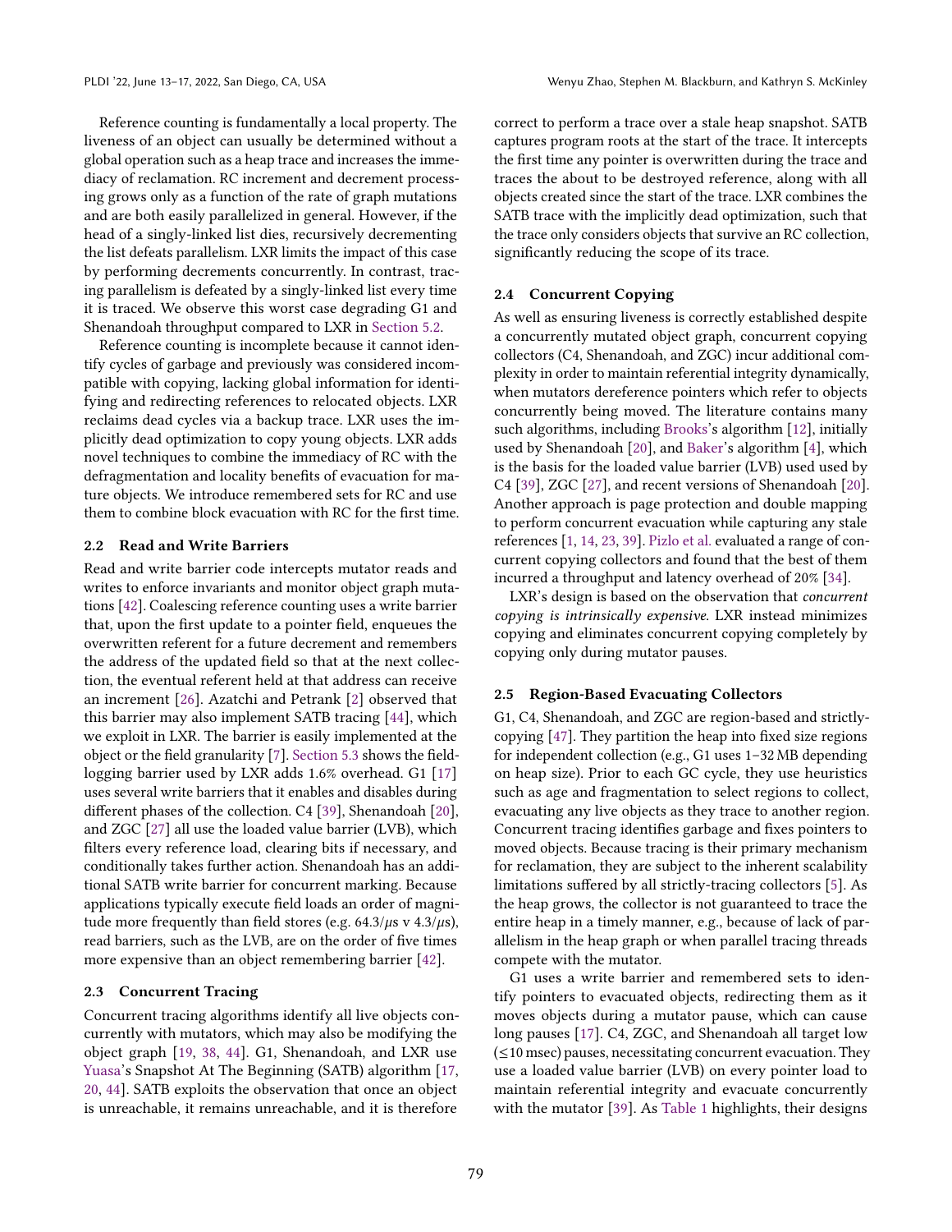Reference counting is fundamentally a local property. The liveness of an object can usually be determined without a global operation such as a heap trace and increases the immediacy of reclamation. RC increment and decrement processing grows only as a function of the rate of graph mutations and are both easily parallelized in general. However, if the head of a singly-linked list dies, recursively decrementing the list defeats parallelism. LXR limits the impact of this case by performing decrements concurrently. In contrast, tracing parallelism is defeated by a singly-linked list every time it is traced. We observe this worst case degrading G1 and Shenandoah throughput compared to LXR in Section 5.2.

Reference counting is incomplete because it cannot identify cycles of garbage and previously was considered incompatible with copying, lacking global information for identifying and redirecting references to relocated objects. LXR reclaims dead cycles via a backup trace. LXR uses the implicitly dead optimization to copy young objects. LXR adds novel techniques to combine the immediacy of RC with the defragmentation and locality benefits of evacuation for mature objects. We introduce remembered sets for RC and use them to combine block evacuation with RC for the first time.

### 2.2 Read and Write Barriers

Read and write barrier code intercepts mutator reads and writes to enforce invariants and monitor object graph mutations [42]. Coalescing reference counting uses a write barrier that, upon the first update to a pointer field, enqueues the overwritten referent for a future decrement and remembers the address of the updated field so that at the next collection, the eventual referent held at that address can receive an increment [26]. Azatchi and Petrank [2] observed that this barrier may also implement SATB tracing [44], which we exploit in LXR. The barrier is easily implemented at the object or the field granularity [7]. Section 5.3 shows the field-logging barrier used by LXR adds 1.6% overhead. G1 [17] uses several write barriers that it enables and disables during different phases of the collection. C4 [39], Shenandoah [20], and ZGC [27] all use the loaded value barrier (LVB), which filters every reference load, clearing bits if necessary, and conditionally takes further action. Shenandoah has an additional SATB write barrier for concurrent marking. Because applications typically execute field loads an order of magnitude more frequently than field stores (e.g. $64.3/\mu s$ v $4.3/\mu s$), read barriers, such as the LVB, are on the order of five times more expensive than an object remembering barrier [42].

### 2.3 Concurrent Tracing

Concurrent tracing algorithms identify all live objects concurrently with mutators, which may also be modifying the object graph [19, 38, 44]. G1, Shenandoah, and LXR use Yuasa's Snapshot At The Beginning (SATB) algorithm [17, 20, 44]. SATB exploits the observation that once an object is unreachable, it remains unreachable, and it is therefore correct to perform a trace over a stale heap snapshot. SATB captures program roots at the start of the trace. It intercepts the first time any pointer is overwritten during the trace and traces the about to be destroyed reference, along with all objects created since the start of the trace. LXR combines the SATB trace with the implicitly dead optimization, such that the trace only considers objects that survive an RC collection, significantly reducing the scope of its trace.

### 2.4 Concurrent Copying

As well as ensuring liveness is correctly established despite a concurrently mutated object graph, concurrent copying collectors (C4, Shenandoah, and ZGC) incur additional complexity in order to maintain referential integrity dynamically, when mutators dereference pointers which refer to objects concurrently being moved. The literature contains many such algorithms, including Brooks's algorithm [12], initially used by Shenandoah [20], and Baker's algorithm [4], which is the basis for the loaded value barrier (LVB) used used by C4 [39], ZGC [27], and recent versions of Shenandoah [20]. Another approach is page protection and double mapping to perform concurrent evacuation while capturing any stale references [1, 14, 23, 39]. Pizlo et al. evaluated a range of concurrent copying collectors and found that the best of them incurred a throughput and latency overhead of 20% [34].

LXR's design is based on the observation that *concurrent copying is intrinsically expensive.* LXR instead minimizes copying and eliminates concurrent copying completely by copying only during mutator pauses.

### 2.5 Region-Based Evacuating Collectors

G1, C4, Shenandoah, and ZGC are region-based and strictly-copying [47]. They partition the heap into fixed size regions for independent collection (e.g., G1 uses 1–32 MB depending on heap size). Prior to each GC cycle, they use heuristics such as age and fragmentation to select regions to collect, evacuating any live objects as they trace to another region. Concurrent tracing identifies garbage and fixes pointers to moved objects. Because tracing is their primary mechanism for reclamation, they are subject to the inherent scalability limitations suffered by all strictly-tracing collectors [5]. As the heap grows, the collector is not guaranteed to trace the entire heap in a timely manner, e.g., because of lack of parallelism in the heap graph or when parallel tracing threads compete with the mutator.

G1 uses a write barrier and remembered sets to identify pointers to evacuated objects, redirecting them as it moves objects during a mutator pause, which can cause long pauses [17]. C4, ZGC, and Shenandoah all target low (≤10 msec) pauses, necessitating concurrent evacuation. They use a loaded value barrier (LVB) on every pointer load to maintain referential integrity and evacuate concurrently with the mutator [39]. As Table 1 highlights, their designs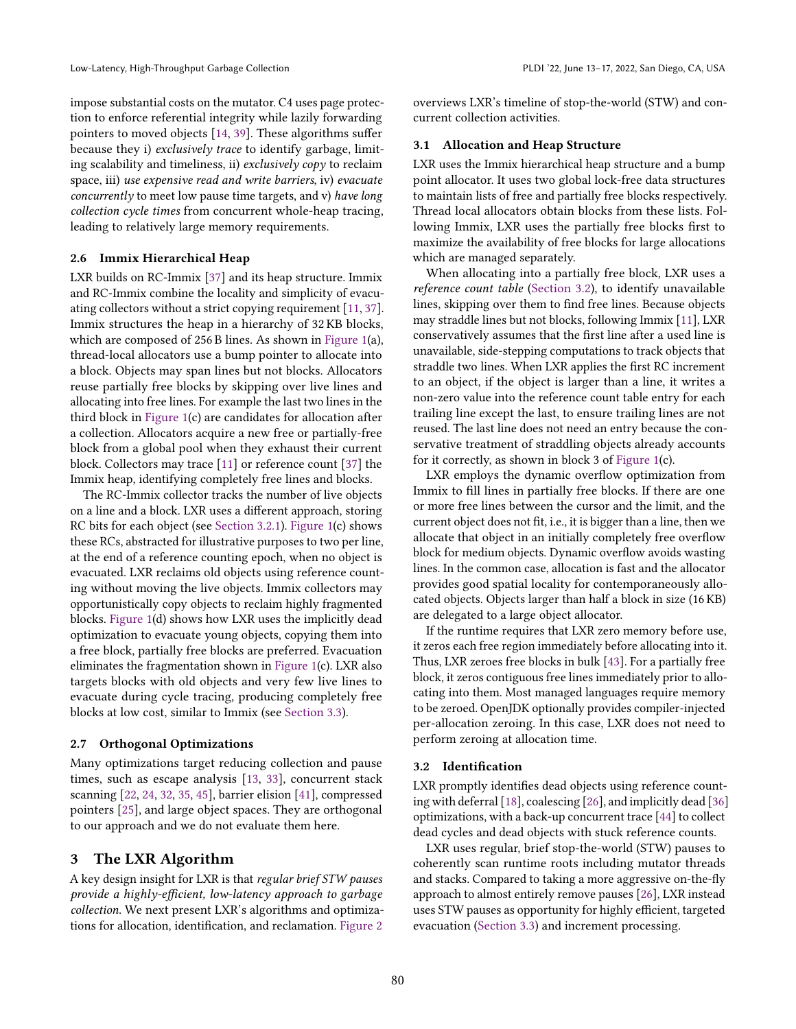impose substantial costs on the mutator. C4 uses page protection to enforce referential integrity while lazily forwarding pointers to moved objects [14, 39]. These algorithms suffer because they i) *exclusively trace* to identify garbage, limiting scalability and timeliness, ii) *exclusively copy* to reclaim space, iii) *use expensive read and write barriers*, iv) *evacuate concurrently* to meet low pause time targets, and v) *have long collection cycle times* from concurrent whole-heap tracing, leading to relatively large memory requirements.

### 2.6 Immix Hierarchical Heap

LXR builds on RC-Immix [37] and its heap structure. Immix and RC-Immix combine the locality and simplicity of evacuating collectors without a strict copying requirement [11, 37]. Immix structures the heap in a hierarchy of 32 KB blocks, which are composed of 256 B lines. As shown in Figure 1(a), thread-local allocators use a bump pointer to allocate into a block. Objects may span lines but not blocks. Allocators reuse partially free blocks by skipping over live lines and allocating into free lines. For example the last two lines in the third block in Figure 1(c) are candidates for allocation after a collection. Allocators acquire a new free or partially-free block from a global pool when they exhaust their current block. Collectors may trace [11] or reference count [37] the Immix heap, identifying completely free lines and blocks.

The RC-Immix collector tracks the number of live objects on a line and a block. LXR uses a different approach, storing RC bits for each object (see Section 3.2.1). Figure 1(c) shows these RCs, abstracted for illustrative purposes to two per line, at the end of a reference counting epoch, when no object is evacuated. LXR reclaims old objects using reference counting without moving the live objects. Immix collectors may opportunistically copy objects to reclaim highly fragmented blocks. Figure 1(d) shows how LXR uses the implicitly dead optimization to evacuate young objects, copying them into a free block, partially free blocks are preferred. Evacuation eliminates the fragmentation shown in Figure 1(c). LXR also targets blocks with old objects and very few live lines to evacuate during cycle tracing, producing completely free blocks at low cost, similar to Immix (see Section 3.3).

### 2.7 Orthogonal Optimizations

Many optimizations target reducing collection and pause times, such as escape analysis [13, 33], concurrent stack scanning [22, 24, 32, 35, 45], barrier elision [41], compressed pointers [25], and large object spaces. They are orthogonal to our approach and we do not evaluate them here.

## 3 The LXR Algorithm

A key design insight for LXR is that *regular brief STW pauses provide a highly-efficient, low-latency approach to garbage collection*. We next present LXR's algorithms and optimizations for allocation, identification, and reclamation. Figure 2 overviews LXR's timeline of stop-the-world (STW) and concurrent collection activities.

### 3.1 Allocation and Heap Structure

LXR uses the Immix hierarchical heap structure and a bump point allocator. It uses two global lock-free data structures to maintain lists of free and partially free blocks respectively. Thread local allocators obtain blocks from these lists. Following Immix, LXR uses the partially free blocks first to maximize the availability of free blocks for large allocations which are managed separately.

When allocating into a partially free block, LXR uses a *reference count table* (Section 3.2), to identify unavailable lines, skipping over them to find free lines. Because objects may straddle lines but not blocks, following Immix [11], LXR conservatively assumes that the first line after a used line is unavailable, side-stepping computations to track objects that straddle two lines. When LXR applies the first RC increment to an object, if the object is larger than a line, it writes a non-zero value into the reference count table entry for each trailing line except the last, to ensure trailing lines are not reused. The last line does not need an entry because the conservative treatment of straddling objects already accounts for it correctly, as shown in block 3 of Figure 1(c).

LXR employs the dynamic overflow optimization from Immix to fill lines in partially free blocks. If there are one or more free lines between the cursor and the limit, and the current object does not fit, i.e., it is bigger than a line, then we allocate that object in an initially completely free overflow block for medium objects. Dynamic overflow avoids wasting lines. In the common case, allocation is fast and the allocator provides good spatial locality for contemporaneously allocated objects. Objects larger than half a block in size (16 KB) are delegated to a large object allocator.

If the runtime requires that LXR zero memory before use, it zeros each free region immediately before allocating into it. Thus, LXR zeroes free blocks in bulk [43]. For a partially free block, it zeros contiguous free lines immediately prior to allocating into them. Most managed languages require memory to be zeroed. OpenJDK optionally provides compiler-injected per-allocation zeroing. In this case, LXR does not need to perform zeroing at allocation time.

### 3.2 Identification

LXR promptly identifies dead objects using reference counting with deferral [18], coalescing [26], and implicitly dead [36] optimizations, with a back-up concurrent trace [44] to collect dead cycles and dead objects with stuck reference counts.

LXR uses regular, brief stop-the-world (STW) pauses to coherently scan runtime roots including mutator threads and stacks. Compared to taking a more aggressive on-the-fly approach to almost entirely remove pauses [26], LXR instead uses STW pauses as opportunity for highly efficient, targeted evacuation (Section 3.3) and increment processing.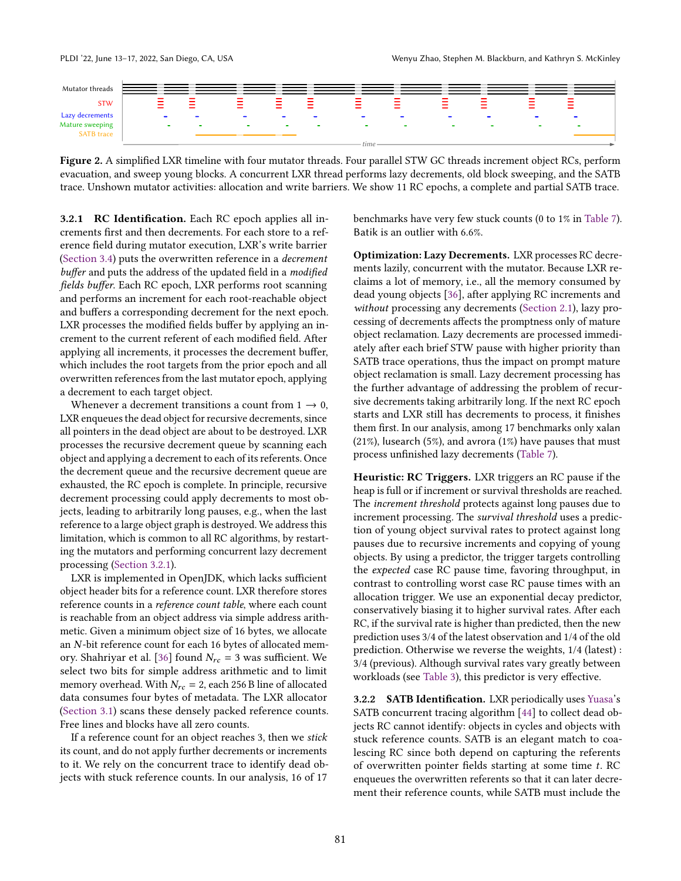**Figure 2.** A simplified LXR timeline with four mutator threads. Four parallel STW GC threads increment object RCs, perform evacuation, and sweep young blocks. A concurrent LXR thread performs lazy decrements, old block sweeping, and the SATB trace. Unshown mutator activities: allocation and write barriers. We show 11 RC epochs, a complete and partial SATB trace.

**3.2.1 RC Identification.** Each RC epoch applies all increments first and then decrements. For each store to a reference field during mutator execution, LXR's write barrier (Section 3.4) puts the overwritten reference in a *decrement buffer* and puts the address of the updated field in a *modified fields buffer*. Each RC epoch, LXR performs root scanning and performs an increment for each root-reachable object and buffers a corresponding decrement for the next epoch. LXR processes the modified fields buffer by applying an increment to the current referent of each modified field. After applying all increments, it processes the decrement buffer, which includes the root targets from the prior epoch and all overwritten references from the last mutator epoch, applying a decrement to each target object.

Whenever a decrement transitions a count from $1 \longrightarrow 0$, LXR enqueues the dead object for recursive decrements, since all pointers in the dead object are about to be destroyed. LXR processes the recursive decrement queue by scanning each object and applying a decrement to each of its referents. Once the decrement queue and the recursive decrement queue are exhausted, the RC epoch is complete. In principle, recursive decrement processing could apply decrements to most objects, leading to arbitrarily long pauses, e.g., when the last reference to a large object graph is destroyed. We address this limitation, which is common to all RC algorithms, by restarting the mutators and performing concurrent lazy decrement processing (Section 3.2.1).

LXR is implemented in OpenJDK, which lacks sufficient object header bits for a reference count. LXR therefore stores reference counts in a *reference count table*, where each count is reachable from an object address via simple address arithmetic. Given a minimum object size of 16 bytes, we allocate an $N$-bit reference count for each 16 bytes of allocated memory. Shahriyar et al. [36] found $N_{rc} = 3$ was sufficient. We select two bits for simple address arithmetic and to limit memory overhead. With $N_{rc} = 2$, each 256 B line of allocated data consumes four bytes of metadata. The LXR allocator (Section 3.1) scans these densely packed reference counts. Free lines and blocks have all zero counts.

If a reference count for an object reaches 3, then we *stick* its count, and do not apply further decrements or increments to it. We rely on the concurrent trace to identify dead objects with stuck reference counts. In our analysis, 16 of 17 benchmarks have very few stuck counts (0 to 1% in Table 7). Batik is an outlier with 6.6%.

**Optimization: Lazy Decrements.** LXR processes RC decrements lazily, concurrent with the mutator. Because LXR reclaims a lot of memory, i.e., all the memory consumed by dead young objects [36], after applying RC increments and *without* processing any decrements (Section 2.1), lazy processing of decrements affects the promptness only of mature object reclamation. Lazy decrements are processed immediately after each brief STW pause with higher priority than SATB trace operations, thus the impact on prompt mature object reclamation is small. Lazy decrement processing has the further advantage of addressing the problem of recursive decrements taking arbitrarily long. If the next RC epoch starts and LXR still has decrements to process, it finishes them first. In our analysis, among 17 benchmarks only xalan (21%), lusearch (5%), and avrora (1%) have pauses that must process unfinished lazy decrements (Table 7).

**Heuristic: RC Triggers.** LXR triggers an RC pause if the heap is full or if increment or survival thresholds are reached. The *increment threshold* protects against long pauses due to increment processing. The *survival threshold* uses a prediction of young object survival rates to protect against long pauses due to recursive increments and copying of young objects. By using a predictor, the trigger targets controlling the *expected* case RC pause time, favoring throughput, in contrast to controlling worst case RC pause times with an allocation trigger. We use an exponential decay predictor, conservatively biasing it to higher survival rates. After each RC, if the survival rate is higher than predicted, then the new prediction uses 3/4 of the latest observation and 1/4 of the old prediction. Otherwise we reverse the weights, 1/4 (latest) : 3/4 (previous). Although survival rates vary greatly between workloads (see Table 3), this predictor is very effective.

**3.2.2 SATB Identification.** LXR periodically uses Yuasa's SATB concurrent tracing algorithm [44] to collect dead objects RC cannot identify: objects in cycles and objects with stuck reference counts. SATB is an elegant match to coalescing RC since both depend on capturing the referents of overwritten pointer fields starting at some time $t$. RC enqueues the overwritten referents so that it can later decrement their reference counts, while SATB must include the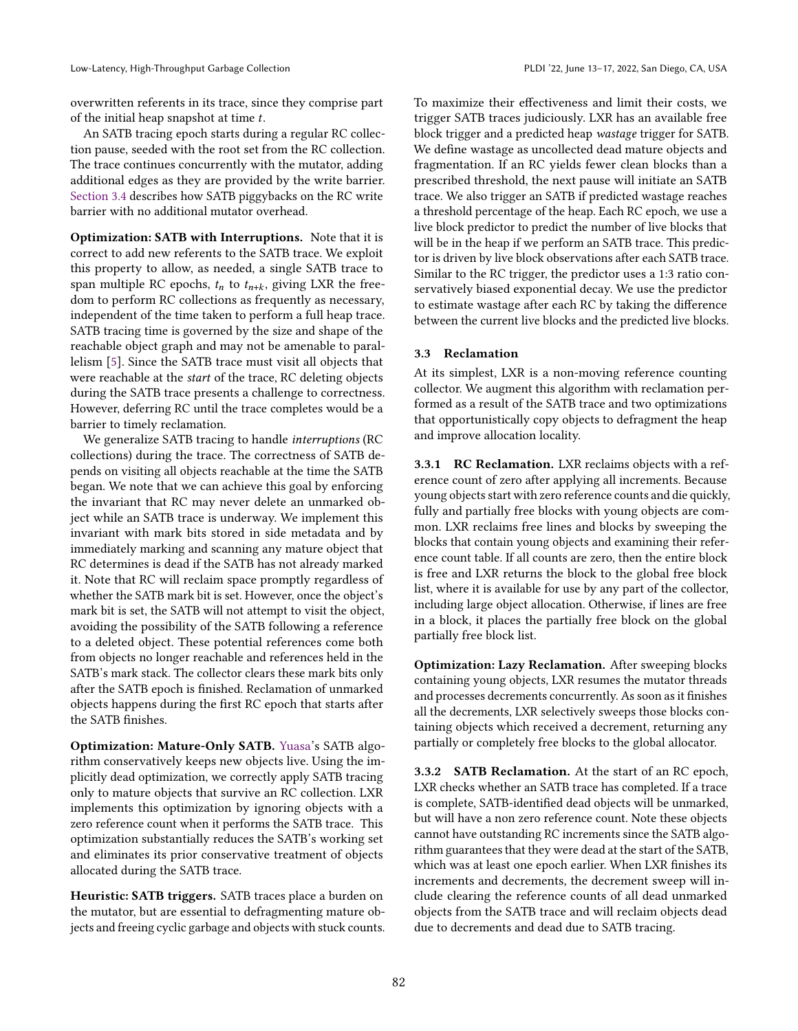overwritten referents in its trace, since they comprise part of the initial heap snapshot at time $t$.

An SATB tracing epoch starts during a regular RC collection pause, seeded with the root set from the RC collection. The trace continues concurrently with the mutator, adding additional edges as they are provided by the write barrier. Section 3.4 describes how SATB piggybacks on the RC write barrier with no additional mutator overhead.

**Optimization: SATB with Interruptions.** Note that it is correct to add new referents to the SATB trace. We exploit this property to allow, as needed, a single SATB trace to span multiple RC epochs, $t_n$ to $t_{n+k}$, giving LXR the freedom to perform RC collections as frequently as necessary, independent of the time taken to perform a full heap trace. SATB tracing time is governed by the size and shape of the reachable object graph and may not be amenable to parallelism [5]. Since the SATB trace must visit all objects that were reachable at the *start* of the trace, RC deleting objects during the SATB trace presents a challenge to correctness. However, deferring RC until the trace completes would be a barrier to timely reclamation.

We generalize SATB tracing to handle *interruptions* (RC collections) during the trace. The correctness of SATB depends on visiting all objects reachable at the time the SATB began. We note that we can achieve this goal by enforcing the invariant that RC may never delete an unmarked object while an SATB trace is underway. We implement this invariant with mark bits stored in side metadata and by immediately marking and scanning any mature object that RC determines is dead if the SATB has not already marked it. Note that RC will reclaim space promptly regardless of whether the SATB mark bit is set. However, once the object's mark bit is set, the SATB will not attempt to visit the object, avoiding the possibility of the SATB following a reference to a deleted object. These potential references come both from objects no longer reachable and references held in the SATB's mark stack. The collector clears these mark bits only after the SATB epoch is finished. Reclamation of unmarked objects happens during the first RC epoch that starts after the SATB finishes.

**Optimization: Mature-Only SATB.** Yuasa's SATB algorithm conservatively keeps new objects live. Using the implicitly dead optimization, we correctly apply SATB tracing only to mature objects that survive an RC collection. LXR implements this optimization by ignoring objects with a zero reference count when it performs the SATB trace. This optimization substantially reduces the SATB's working set and eliminates its prior conservative treatment of objects allocated during the SATB trace.

**Heuristic: SATB triggers.** SATB traces place a burden on the mutator, but are essential to defragmenting mature objects and freeing cyclic garbage and objects with stuck counts. To maximize their effectiveness and limit their costs, we trigger SATB traces judiciously. LXR has an available free block trigger and a predicted heap *wastage* trigger for SATB. We define wastage as uncollected dead mature objects and fragmentation. If an RC yields fewer clean blocks than a prescribed threshold, the next pause will initiate an SATB trace. We also trigger an SATB if predicted wastage reaches a threshold percentage of the heap. Each RC epoch, we use a live block predictor to predict the number of live blocks that will be in the heap if we perform an SATB trace. This predictor is driven by live block observations after each SATB trace. Similar to the RC trigger, the predictor uses a 1:3 ratio conservatively biased exponential decay. We use the predictor to estimate wastage after each RC by taking the difference between the current live blocks and the predicted live blocks.

### 3.3 Reclamation

At its simplest, LXR is a non-moving reference counting collector. We augment this algorithm with reclamation performed as a result of the SATB trace and two optimizations that opportunistically copy objects to defragment the heap and improve allocation locality.

#### 3.3.1 RC Reclamation.

LXR reclaims objects with a reference count of zero after applying all increments. Because young objects start with zero reference counts and die quickly, fully and partially free blocks with young objects are common. LXR reclaims free lines and blocks by sweeping the blocks that contain young objects and examining their reference count table. If all counts are zero, then the entire block is free and LXR returns the block to the global free block list, where it is available for use by any part of the collector, including large object allocation. Otherwise, if lines are free in a block, it places the partially free block on the global partially free block list.

**Optimization: Lazy Reclamation.** After sweeping blocks containing young objects, LXR resumes the mutator threads and processes decrements concurrently. As soon as it finishes all the decrements, LXR selectively sweeps those blocks containing objects which received a decrement, returning any partially or completely free blocks to the global allocator.

#### 3.3.2 SATB Reclamation.

At the start of an RC epoch, LXR checks whether an SATB trace has completed. If a trace is complete, SATB-identified dead objects will be unmarked, but will have a non zero reference count. Note these objects cannot have outstanding RC increments since the SATB algorithm guarantees that they were dead at the start of the SATB, which was at least one epoch earlier. When LXR finishes its increments and decrements, the decrement sweep will include clearing the reference counts of all dead unmarked objects from the SATB trace and will reclaim objects dead due to decrements and dead due to SATB tracing.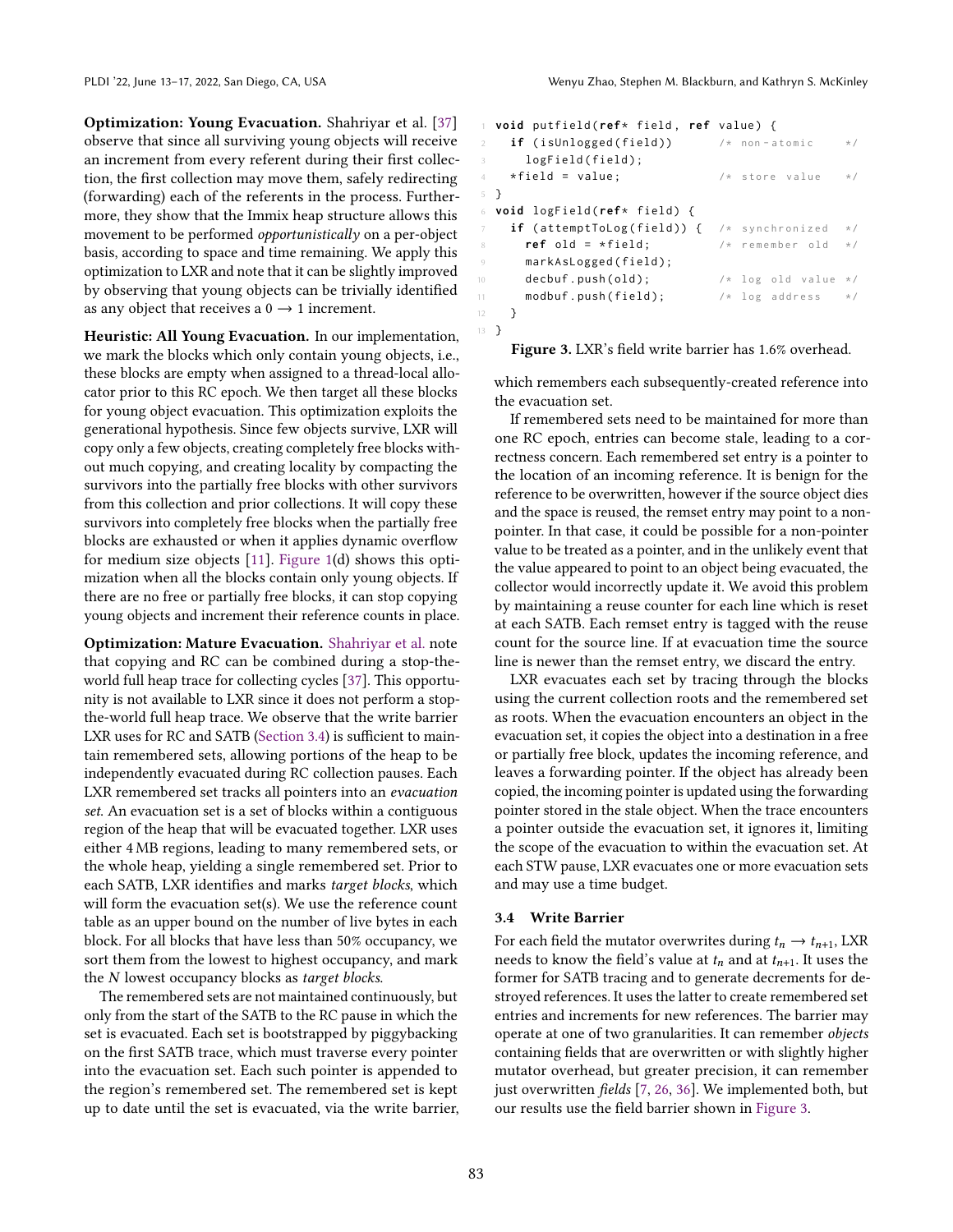**Optimization: Young Evacuation.** Shahriyar et al. [37] observe that since all surviving young objects will receive an increment from every referent during their first collection, the first collection may move them, safely redirecting (forwarding) each of the referents in the process. Furthermore, they show that the Immix heap structure allows this movement to be performed *opportunistically* on a per-object basis, according to space and time remaining. We apply this optimization to LXR and note that it can be slightly improved by observing that young objects can be trivially identified as any object that receives a $0 \rightarrow 1$ increment.

**Heuristic: All Young Evacuation.** In our implementation, we mark the blocks which only contain young objects, i.e., these blocks are empty when assigned to a thread-local allocator prior to this RC epoch. We then target all these blocks for young object evacuation. This optimization exploits the generational hypothesis. Since few objects survive, LXR will copy only a few objects, creating completely free blocks without much copying, and creating locality by compacting the survivors into the partially free blocks with other survivors from this collection and prior collections. It will copy these survivors into completely free blocks when the partially free blocks are exhausted or when it applies dynamic overflow for medium size objects [11]. Figure 1(d) shows this optimization when all the blocks contain only young objects. If there are no free or partially free blocks, it can stop copying young objects and increment their reference counts in place.

**Optimization: Mature Evacuation.** Shahriyar et al. note that copying and RC can be combined during a stop-the-world full heap trace for collecting cycles [37]. This opportunity is not available to LXR since it does not perform a stop-the-world full heap trace. We observe that the write barrier LXR uses for RC and SATB (Section 3.4) is sufficient to maintain remembered sets, allowing portions of the heap to be independently evacuated during RC collection pauses. Each LXR remembered set tracks all pointers into an *evacuation set*. An evacuation set is a set of blocks within a contiguous region of the heap that will be evacuated together. LXR uses either 4 MB regions, leading to many remembered sets, or the whole heap, yielding a single remembered set. Prior to each SATB, LXR identifies and marks *target blocks*, which will form the evacuation set(s). We use the reference count table as an upper bound on the number of live bytes in each block. For all blocks that have less than 50% occupancy, we sort them from the lowest to highest occupancy, and mark the $N$ lowest occupancy blocks as *target blocks*.

The remembered sets are not maintained continuously, but only from the start of the SATB to the RC pause in which the set is evacuated. Each set is bootstrapped by piggybacking on the first SATB trace, which must traverse every pointer into the evacuation set. Each such pointer is appended to the region's remembered set. The remembered set is kept up to date until the set is evacuated, via the write barrier,

```
1  void putfield(ref* field, ref value) {
2    if (isUnlogged(field))      /* non-atomic     */
3      logField(field);
4    *field = value;             /* store value    */
5  }
6  void logField(ref* field) {
7    if (attemptToLog(field)) {  /* synchronized   */
8      ref old = *field;         /* remember old   */
9      markAsLogged(field);
10     decbuf.push(old);         /* log old value  */
11     modbuf.push(field);       /* log address    */
12   }
13 }
```

**Figure 3.** LXR's field write barrier has 1.6% overhead.

which remembers each subsequently-created reference into the evacuation set.

If remembered sets need to be maintained for more than one RC epoch, entries can become stale, leading to a correctness concern. Each remembered set entry is a pointer to the location of an incoming reference. It is benign for the reference to be overwritten, however if the source object dies and the space is reused, the remset entry may point to a non-pointer. In that case, it could be possible for a non-pointer value to be treated as a pointer, and in the unlikely event that the value appeared to point to an object being evacuated, the collector would incorrectly update it. We avoid this problem by maintaining a reuse counter for each line which is reset at each SATB. Each remset entry is tagged with the reuse count for the source line. If at evacuation time the source line is newer than the remset entry, we discard the entry.

LXR evacuates each set by tracing through the blocks using the current collection roots and the remembered set as roots. When the evacuation encounters an object in the evacuation set, it copies the object into a destination in a free or partially free block, updates the incoming reference, and leaves a forwarding pointer. If the object has already been copied, the incoming pointer is updated using the forwarding pointer stored in the stale object. When the trace encounters a pointer outside the evacuation set, it ignores it, limiting the scope of the evacuation to within the evacuation set. At each STW pause, LXR evacuates one or more evacuation sets and may use a time budget.

### 3.4 Write Barrier

For each field the mutator overwrites during $t_n \rightarrow t_{n+1}$, LXR needs to know the field's value at $t_n$ and at $t_{n+1}$. It uses the former for SATB tracing and to generate decrements for destroyed references. It uses the latter to create remembered set entries and increments for new references. The barrier may operate at one of two granularities. It can remember *objects* containing fields that are overwritten or with slightly higher mutator overhead, but greater precision, it can remember just overwritten *fields* [7, 26, 36]. We implemented both, but our results use the field barrier shown in Figure 3.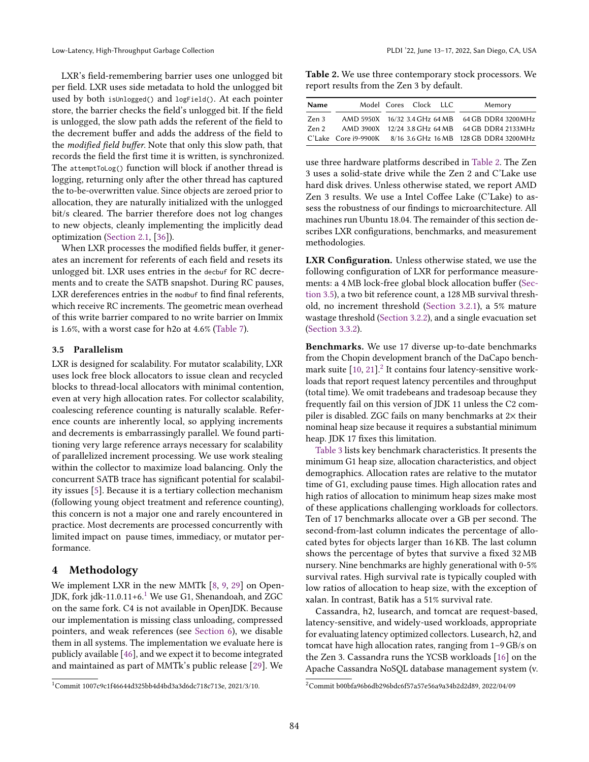LXR's field-remembering barrier uses one unlogged bit per field. LXR uses side metadata to hold the unlogged bit used by both `isUnlogged()` and `logField()`. At each pointer store, the barrier checks the field's unlogged bit. If the field is unlogged, the slow path adds the referent of the field to the decrement buffer and adds the address of the field to the *modified field buffer*. Note that only this slow path, that records the field the first time it is written, is synchronized. The `attemptToLog()` function will block if another thread is logging, returning only after the other thread has captured the to-be-overwritten value. Since objects are zeroed prior to allocation, they are naturally initialized with the unlogged bit/s cleared. The barrier therefore does not log changes to new objects, cleanly implementing the implicitly dead optimization (Section 2.1, [36]).

When LXR processes the modified fields buffer, it generates an increment for referents of each field and resets its unlogged bit. LXR uses entries in the `decbuf` for RC decrements and to create the SATB snapshot. During RC pauses, LXR dereferences entries in the `modbuf` to find final referents, which receive RC increments. The geometric mean overhead of this write barrier compared to no write barrier on Immix is 1.6%, with a worst case for h2o at 4.6% (Table 7).

### 3.5 Parallelism

LXR is designed for scalability. For mutator scalability, LXR uses lock free block allocators to issue clean and recycled blocks to thread-local allocators with minimal contention, even at very high allocation rates. For collector scalability, coalescing reference counting is naturally scalable. Reference counts are inherently local, so applying increments and decrements is embarrassingly parallel. We found partitioning very large reference arrays necessary for scalability of parallelized increment processing. We use work stealing within the collector to maximize load balancing. Only the concurrent SATB trace has significant potential for scalability issues [5]. Because it is a tertiary collection mechanism (following young object treatment and reference counting), this concern is not a major one and rarely encountered in practice. Most decrements are processed concurrently with limited impact on pause times, immediacy, or mutator performance.

## 4 Methodology

We implement LXR in the new MMTk [8, 9, 29] on OpenJDK, fork jdk-11.0.11+6.[1] We use G1, Shenandoah, and ZGC on the same fork. C4 is not available in OpenJDK. Because our implementation is missing class unloading, compressed pointers, and weak references (see Section 6), we disable them in all systems. The implementation we evaluate here is publicly available [46], and we expect it to become integrated and maintained as part of MMTk's public release [29]. We use three hardware platforms described in Table 2. The Zen 3 uses a solid-state drive while the Zen 2 and C'Lake use hard disk drives. Unless otherwise stated, we report AMD Zen 3 results. We use a Intel Coffee Lake (C'Lake) to assess the robustness of our findings to microarchitecture. All machines run Ubuntu 18.04. The remainder of this section describes LXR configurations, benchmarks, and measurement methodologies.

[1] Commit 1007c9c1f46644d325bb4d4bd3a3d6dc718c713e, 2021/3/10.

**Table 2.** We use three contemporary stock processors. We report results from the Zen 3 by default.

| Name | Model | Cores | Clock | LLC | Memory |
|---|---|---|---|---|---|
| Zen 3 | AMD 5950X | 16/32 | 3.4 GHz | 64 MB | 64 GB DDR4 3200MHz |
| Zen 2 | AMD 3900X | 12/24 | 3.8 GHz | 64 MB | 64 GB DDR4 2133MHz |
| C'Lake | Core i9-9900K | 8/16 | 3.6 GHz | 16 MB | 128 GB DDR4 3200MHz |

**LXR Configuration.** Unless otherwise stated, we use the following configuration of LXR for performance measurements: a 4 MB lock-free global block allocation buffer (Section 3.5), a two bit reference count, a 128 MB survival threshold, no increment threshold (Section 3.2.1), a 5% mature wastage threshold (Section 3.2.2), and a single evacuation set (Section 3.3.2).

**Benchmarks.** We use 17 diverse up-to-date benchmarks from the Chopin development branch of the DaCapo benchmark suite [10, 21].[2] It contains four latency-sensitive workloads that report request latency percentiles and throughput (total time). We omit tradebeans and tradesoap because they frequently fail on this version of JDK 11 unless the C2 compiler is disabled. ZGC fails on many benchmarks at 2× their nominal heap size because it requires a substantial minimum heap. JDK 17 fixes this limitation.

Table 3 lists key benchmark characteristics. It presents the minimum G1 heap size, allocation characteristics, and object demographics. Allocation rates are relative to the mutator time of G1, excluding pause times. High allocation rates and high ratios of allocation to minimum heap sizes make most of these applications challenging workloads for collectors. Ten of 17 benchmarks allocate over a GB per second. The second-from-last column indicates the percentage of allocated bytes for objects larger than 16 KB. The last column shows the percentage of bytes that survive a fixed 32 MB nursery. Nine benchmarks are highly generational with 0-5% survival rates. High survival rate is typically coupled with low ratios of allocation to heap size, with the exception of xalan. In contrast, Batik has a 51% survival rate.

Cassandra, h2, lusearch, and tomcat are request-based, latency-sensitive, and widely-used workloads, appropriate for evaluating latency optimized collectors. Lusearch, h2, and tomcat have high allocation rates, ranging from 1–9 GB/s on the Zen 3. Cassandra runs the YCSB workloads [16] on the Apache Cassandra NoSQL database management system (v.

[2] Commit b00bfa96b6db296bdc6f57a57e56a9a34b2d2d89, 2022/04/09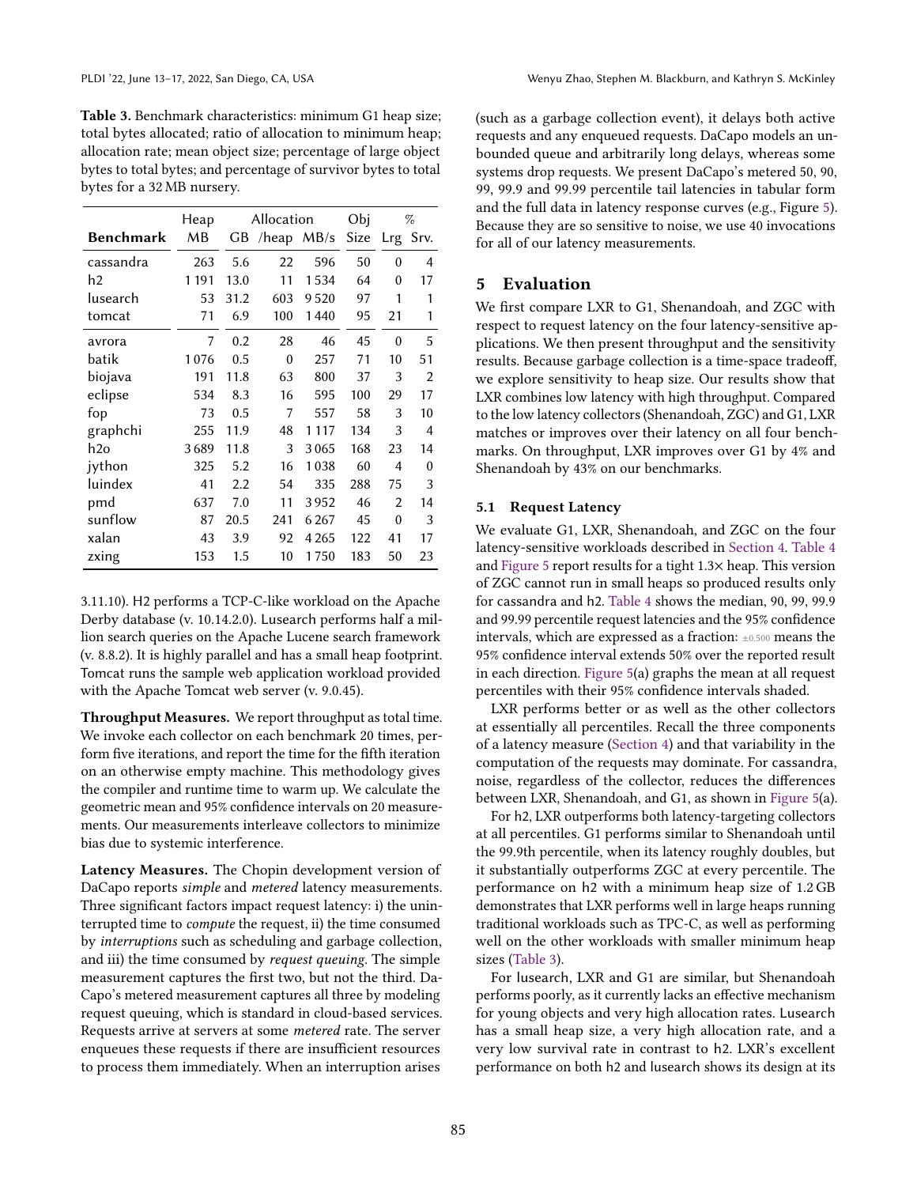**Table 3.** Benchmark characteristics: minimum G1 heap size; total bytes allocated; ratio of allocation to minimum heap; allocation rate; mean object size; percentage of large object bytes to total bytes; and percentage of survivor bytes to total bytes for a 32 MB nursery.

| | Heap | Allocation | | | Obj | % | |
|---|---|---|---|---|---|---|---|
| **Benchmark** | MB | GB | /heap | MB/s | Size | Lrg | Srv. |
| cassandra | 263 | 5.6 | 22 | 596 | 50 | 0 | 4 |
| h2 | 1 191 | 13.0 | 11 | 1 534 | 64 | 0 | 17 |
| lusearch | 53 | 31.2 | 603 | 9 520 | 97 | 1 | 1 |
| tomcat | 71 | 6.9 | 100 | 1 440 | 95 | 21 | 1 |
| avrora | 7 | 0.2 | 28 | 46 | 45 | 0 | 5 |
| batik | 1 076 | 0.5 | 0 | 257 | 71 | 10 | 51 |
| biojava | 191 | 11.8 | 63 | 800 | 37 | 3 | 2 |
| eclipse | 534 | 8.3 | 16 | 595 | 100 | 29 | 17 |
| fop | 73 | 0.5 | 7 | 557 | 58 | 3 | 10 |
| graphchi | 255 | 11.9 | 48 | 1 117 | 134 | 3 | 4 |
| h2o | 3 689 | 11.8 | 3 | 3 065 | 168 | 23 | 14 |
| jython | 325 | 5.2 | 16 | 1 038 | 60 | 4 | 0 |
| luindex | 41 | 2.2 | 54 | 335 | 288 | 75 | 3 |
| pmd | 637 | 7.0 | 11 | 3 952 | 46 | 2 | 14 |
| sunflow | 87 | 20.5 | 241 | 6 267 | 45 | 0 | 3 |
| xalan | 43 | 3.9 | 92 | 4 265 | 122 | 41 | 17 |
| zxing | 153 | 1.5 | 10 | 1 750 | 183 | 50 | 23 |

3.11.10). H2 performs a TCP-C-like workload on the Apache Derby database (v. 10.14.2.0). Lusearch performs half a million search queries on the Apache Lucene search framework (v. 8.8.2). It is highly parallel and has a small heap footprint. Tomcat runs the sample web application workload provided with the Apache Tomcat web server (v. 9.0.45).

**Throughput Measures.** We report throughput as total time. We invoke each collector on each benchmark 20 times, perform five iterations, and report the time for the fifth iteration on an otherwise empty machine. This methodology gives the compiler and runtime time to warm up. We calculate the geometric mean and 95% confidence intervals on 20 measurements. Our measurements interleave collectors to minimize bias due to systemic interference.

**Latency Measures.** The Chopin development version of DaCapo reports *simple* and *metered* latency measurements. Three significant factors impact request latency: i) the uninterrupted time to *compute* the request, ii) the time consumed by *interruptions* such as scheduling and garbage collection, and iii) the time consumed by *request queuing*. The simple measurement captures the first two, but not the third. DaCapo's metered measurement captures all three by modeling request queuing, which is standard in cloud-based services. Requests arrive at servers at some *metered* rate. The server enqueues these requests if there are insufficient resources to process them immediately. When an interruption arises (such as a garbage collection event), it delays both active requests and any enqueued requests. DaCapo models an unbounded queue and arbitrarily long delays, whereas some systems drop requests. We present DaCapo's metered 50, 90, 99, 99.9 and 99.99 percentile tail latencies in tabular form and the full data in latency response curves (e.g., Figure 5). Because they are so sensitive to noise, we use 40 invocations for all of our latency measurements.

## 5 Evaluation

We first compare LXR to G1, Shenandoah, and ZGC with respect to request latency on the four latency-sensitive applications. We then present throughput and the sensitivity results. Because garbage collection is a time-space tradeoff, we explore sensitivity to heap size. Our results show that LXR combines low latency with high throughput. Compared to the low latency collectors (Shenandoah, ZGC) and G1, LXR matches or improves over their latency on all four benchmarks. On throughput, LXR improves over G1 by 4% and Shenandoah by 43% on our benchmarks.

### 5.1 Request Latency

We evaluate G1, LXR, Shenandoah, and ZGC on the four latency-sensitive workloads described in Section 4. Table 4 and Figure 5 report results for a tight 1.3× heap. This version of ZGC cannot run in small heaps so produced results only for cassandra and h2. Table 4 shows the median, 90, 99, 99.9 and 99.99 percentile request latencies and the 95% confidence intervals, which are expressed as a fraction: ±0.500 means the 95% confidence interval extends 50% over the reported result in each direction. Figure 5(a) graphs the mean at all request percentiles with their 95% confidence intervals shaded.

LXR performs better or as well as the other collectors at essentially all percentiles. Recall the three components of a latency measure (Section 4) and that variability in the computation of the requests may dominate. For cassandra, noise, regardless of the collector, reduces the differences between LXR, Shenandoah, and G1, as shown in Figure 5(a).

For h2, LXR outperforms both latency-targeting collectors at all percentiles. G1 performs similar to Shenandoah until the 99.9th percentile, when its latency roughly doubles, but it substantially outperforms ZGC at every percentile. The performance on h2 with a minimum heap size of 1.2 GB demonstrates that LXR performs well in large heaps running traditional workloads such as TPC-C, as well as performing well on the other workloads with smaller minimum heap sizes (Table 3).

For lusearch, LXR and G1 are similar, but Shenandoah performs poorly, as it currently lacks an effective mechanism for young objects and very high allocation rates. Lusearch has a small heap size, a very high allocation rate, and a very low survival rate in contrast to h2. LXR's excellent performance on both h2 and lusearch shows its design at its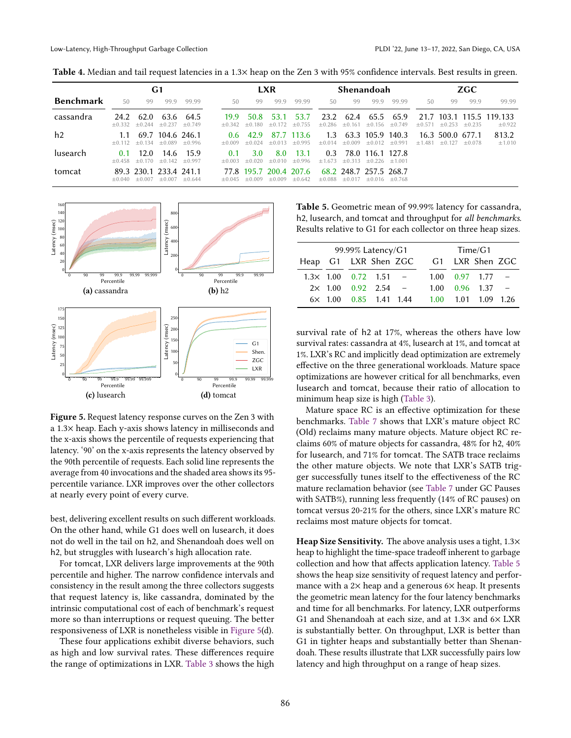**Table 4.** Median and tail request latencies in a 1.3× heap on the Zen 3 with 95% confidence intervals. Best results in green.

| Benchmark | G1 | | | | LXR | | | | Shenandoah | | | | ZGC | | | |
|---|---|---|---|---|---|---|---|---|---|---|---|---|---|---|---|---|
| | 50 | 99 | 99.9 | 99.99 | 50 | 99 | 99.9 | 99.99 | 50 | 99 | 99.9 | 99.99 | 50 | 99 | 99.9 | 99.99 |
| cassandra | 24.2 ±0.332 | 62.0 ±0.244 | 63.6 ±0.237 | 64.5 ±0.749 | 19.9 ±0.342 | 50.8 ±0.180 | 53.1 ±0.172 | 53.7 ±0.755 | 23.2 ±0.286 | 62.4 ±0.161 | 65.5 ±0.156 | 65.9 ±0.749 | 21.7 ±0.571 | 103.1 ±0.253 | 115.5 ±0.235 | 119.133 ±0.922 |
| h2 | 1.1 ±0.112 | 69.7 ±0.134 | 104.6 ±0.089 | 246.1 ±0.996 | 0.6 ±0.009 | 42.9 ±0.024 | 87.7 ±0.013 | 113.6 ±0.995 | 1.3 ±0.014 | 63.3 ±0.009 | 105.9 ±0.012 | 140.3 ±0.991 | 16.3 ±1.481 | 500.0 ±0.127 | 677.1 ±0.078 | 813.2 ±1.010 |
| lusearch | 0.1 ±0.458 | 12.0 ±0.170 | 14.6 ±0.142 | 15.9 ±0.997 | 0.1 ±0.003 | 3.0 ±0.020 | 8.0 ±0.010 | 13.1 ±0.996 | 0.3 ±1.673 | 78.0 ±0.313 | 116.1 ±0.226 | 127.8 ±1.001 | | | | |
| tomcat | 89.3 ±0.040 | 230.1 ±0.007 | 233.4 ±0.007 | 241.1 ±0.644 | 77.8 ±0.045 | 195.7 ±0.009 | 200.4 ±0.009 | 207.6 ±0.642 | 68.2 ±0.088 | 248.7 ±0.017 | 257.5 ±0.016 | 268.7 ±0.768 | | | | |

**Figure 5.** Request latency response curves on the Zen 3 with a 1.3× heap. Each y-axis shows latency in milliseconds and the x-axis shows the percentile of requests experiencing that latency. '90' on the x-axis represents the latency observed by the 90th percentile of requests. Each solid line represents the average from 40 invocations and the shaded area shows its 95-percentile variance. LXR improves over the other collectors at nearly every point of every curve.

(a) cassandra (b) h2 (c) lusearch (d) tomcat

best, delivering excellent results on such different workloads. On the other hand, while G1 does well on lusearch, it does not do well in the tail on h2, and Shenandoah does well on h2, but struggles with lusearch's high allocation rate.

For tomcat, LXR delivers large improvements at the 90th percentile and higher. The narrow confidence intervals and consistency in the result among the three collectors suggests that request latency is, like cassandra, dominated by the intrinsic computational cost of each of benchmark's request more so than interruptions or request queuing. The better responsiveness of LXR is nonetheless visible in Figure 5(d).

These four applications exhibit diverse behaviors, such as high and low survival rates. These differences require the range of optimizations in LXR. Table 3 shows the high survival rate of h2 at 17%, whereas the others have low survival rates: cassandra at 4%, lusearch at 1%, and tomcat at 1%. LXR's RC and implicitly dead optimization are extremely effective on the three generational workloads. Mature space optimizations are however critical for all benchmarks, even lusearch and tomcat, because their ratio of allocation to minimum heap size is high (Table 3).

Mature space RC is an effective optimization for these benchmarks. Table 7 shows that LXR's mature object RC (Old) reclaims many mature objects. Mature object RC reclaims 60% of mature objects for cassandra, 48% for h2, 40% for lusearch, and 71% for tomcat. The SATB trace reclaims the other mature objects. We note that LXR's SATB trigger successfully tunes itself to the effectiveness of the RC mature reclamation behavior (see Table 7 under GC Pauses with SATB%), running less frequently (14% of RC pauses) on tomcat versus 20-21% for the others, since LXR's mature RC reclaims most mature objects for tomcat.

**Table 5.** Geometric mean of 99.99% latency for cassandra, h2, lusearch, and tomcat and throughput for *all benchmarks*. Results relative to G1 for each collector on three heap sizes.

| Heap | 99.99% Latency/G1 | | | | Time/G1 | | | |
|---|---|---|---|---|---|---|---|---|
| | G1 | LXR | Shen | ZGC | G1 | LXR | Shen | ZGC |
| 1.3× | 1.00 | 0.72 | 1.51 | – | 1.00 | 0.97 | 1.77 | – |
| 2× | 1.00 | 0.92 | 2.54 | – | 1.00 | 0.96 | 1.37 | – |
| 6× | 1.00 | 0.85 | 1.41 | 1.44 | 1.00 | 1.01 | 1.09 | 1.26 |

**Heap Size Sensitivity.** The above analysis uses a tight, 1.3× heap to highlight the time-space tradeoff inherent to garbage collection and how that affects application latency. Table 5 shows the heap size sensitivity of request latency and performance with a 2× heap and a generous 6× heap. It presents the geometric mean latency for the four latency benchmarks and time for all benchmarks. For latency, LXR outperforms G1 and Shenandoah at each size, and at 1.3× and 6× LXR is substantially better. On throughput, LXR is better than G1 in tighter heaps and substantially better than Shenandoah. These results illustrate that LXR successfully pairs low latency and high throughput on a range of heap sizes.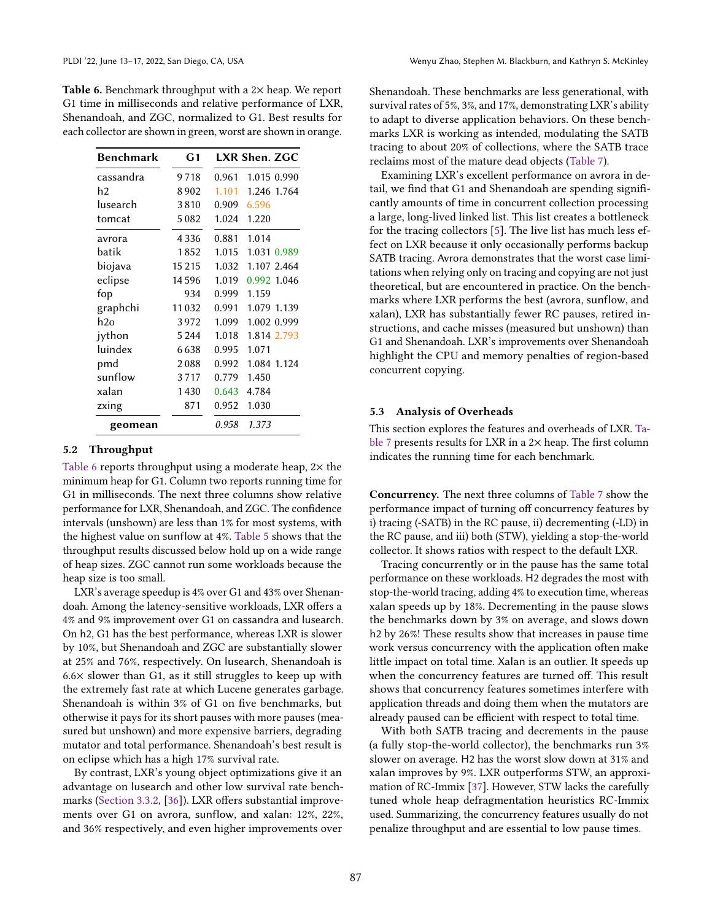**Table 6.** Benchmark throughput with a 2× heap. We report G1 time in milliseconds and relative performance of LXR, Shenandoah, and ZGC, normalized to G1. Best results for each collector are shown in green, worst are shown in orange.

| Benchmark | G1 | LXR | Shen. | ZGC |
|---|---|---|---|---|
| cassandra | 9 718 | 0.961 | 1.015 | 0.990 |
| h2 | 8 902 | 1.101 | 1.246 | 1.764 |
| lusearch | 3 810 | 0.909 | 6.596 | |
| tomcat | 5 082 | 1.024 | 1.220 | |
| avrora | 4 336 | 0.881 | 1.014 | |
| batik | 1 852 | 1.015 | 1.031 | 0.989 |
| biojava | 15 215 | 1.032 | 1.107 | 2.464 |
| eclipse | 14 596 | 1.019 | 0.992 | 1.046 |
| fop | 934 | 0.999 | 1.159 | |
| graphchi | 11 032 | 0.991 | 1.079 | 1.139 |
| h2o | 3 972 | 1.099 | 1.002 | 0.999 |
| jython | 5 244 | 1.018 | 1.814 | 2.793 |
| luindex | 6 638 | 0.995 | 1.071 | |
| pmd | 2 088 | 0.992 | 1.084 | 1.124 |
| sunflow | 3 717 | 0.779 | 1.450 | |
| xalan | 1 430 | 0.643 | 4.784 | |
| zxing | 871 | 0.952 | 1.030 | |
| **geomean** | | *0.958* | *1.373* | |

### 5.2 Throughput

Table 6 reports throughput using a moderate heap, 2× the minimum heap for G1. Column two reports running time for G1 in milliseconds. The next three columns show relative performance for LXR, Shenandoah, and ZGC. The confidence intervals (unshown) are less than 1% for most systems, with the highest value on sunflow at 4%. Table 5 shows that the throughput results discussed below hold up on a wide range of heap sizes. ZGC cannot run some workloads because the heap size is too small.

LXR's average speedup is 4% over G1 and 43% over Shenandoah. Among the latency-sensitive workloads, LXR offers a 4% and 9% improvement over G1 on cassandra and lusearch. On h2, G1 has the best performance, whereas LXR is slower by 10%, but Shenandoah and ZGC are substantially slower at 25% and 76%, respectively. On lusearch, Shenandoah is 6.6× slower than G1, as it still struggles to keep up with the extremely fast rate at which Lucene generates garbage. Shenandoah is within 3% of G1 on five benchmarks, but otherwise it pays for its short pauses with more pauses (measured but unshown) and more expensive barriers, degrading mutator and total performance. Shenandoah's best result is on eclipse which has a high 17% survival rate.

By contrast, LXR's young object optimizations give it an advantage on lusearch and other low survival rate benchmarks (Section 3.3.2, [36]). LXR offers substantial improvements over G1 on avrora, sunflow, and xalan: 12%, 22%, and 36% respectively, and even higher improvements over Shenandoah. These benchmarks are less generational, with survival rates of 5%, 3%, and 17%, demonstrating LXR's ability to adapt to diverse application behaviors. On these benchmarks LXR is working as intended, modulating the SATB tracing to about 20% of collections, where the SATB trace reclaims most of the mature dead objects (Table 7).

Examining LXR's excellent performance on avrora in detail, we find that G1 and Shenandoah are spending significantly amounts of time in concurrent collection processing a large, long-lived linked list. This list creates a bottleneck for the tracing collectors [5]. The live list has much less effect on LXR because it only occasionally performs backup SATB tracing. Avrora demonstrates that the worst case limitations when relying only on tracing and copying are not just theoretical, but are encountered in practice. On the benchmarks where LXR performs the best (avrora, sunflow, and xalan), LXR has substantially fewer RC pauses, retired instructions, and cache misses (measured but unshown) than G1 and Shenandoah. LXR's improvements over Shenandoah highlight the CPU and memory penalties of region-based concurrent copying.

### 5.3 Analysis of Overheads

This section explores the features and overheads of LXR. Table 7 presents results for LXR in a 2× heap. The first column indicates the running time for each benchmark.

**Concurrency.** The next three columns of Table 7 show the performance impact of turning off concurrency features by i) tracing (-SATB) in the RC pause, ii) decrementing (-LD) in the RC pause, and iii) both (STW), yielding a stop-the-world collector. It shows ratios with respect to the default LXR.

Tracing concurrently or in the pause has the same total performance on these workloads. H2 degrades the most with stop-the-world tracing, adding 4% to execution time, whereas xalan speeds up by 18%. Decrementing in the pause slows the benchmarks down by 3% on average, and slows down h2 by 26%! These results show that increases in pause time work versus concurrency with the application often make little impact on total time. Xalan is an outlier. It speeds up when the concurrency features are turned off. This result shows that concurrency features sometimes interfere with application threads and doing them when the mutators are already paused can be efficient with respect to total time.

With both SATB tracing and decrements in the pause (a fully stop-the-world collector), the benchmarks run 3% slower on average. H2 has the worst slow down at 31% and xalan improves by 9%. LXR outperforms STW, an approximation of RC-Immix [37]. However, STW lacks the carefully tuned whole heap defragmentation heuristics RC-Immix used. Summarizing, the concurrency features usually do not penalize throughput and are essential to low pause times.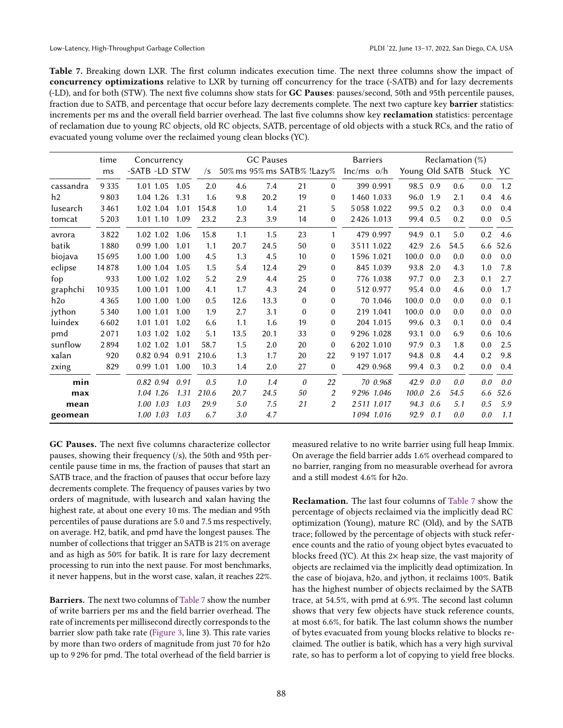**Table 7.** Breaking down LXR. The first column indicates execution time. The next three columns show the impact of **concurrency optimizations** relative to LXR by turning off concurrency for the trace (-SATB) and for lazy decrements (-LD), and for both (STW). The next five columns show stats for **GC Pauses**: pauses/second, 50th and 95th percentile pauses, fraction due to SATB, and percentage that occur before lazy decrements complete. The next two capture key **barrier** statistics: increments per ms and the overall field barrier overhead. The last five columns show key **reclamation** statistics: percentage of reclamation due to young RC objects, old RC objects, SATB, percentage of old objects with a stuck RCs, and the ratio of evacuated young volume over the reclaimed young clean blocks (YC).

| | time | Concurrency | | | GC Pauses | | | | | Barriers | | Reclamation (%) | | | | |
|---|---|---|---|---|---|---|---|---|---|---|---|---|---|---|---|---|
| | ms | -SATB | -LD | STW | /s | 50% ms | 95% ms | SATB% | !Lazy% | Inc/ms | o/h | Young | Old | SATB | Stuck | YC |
| cassandra | 9 335 | 1.01 | 1.05 | 1.05 | 2.0 | 4.6 | 7.4 | 21 | 0 | 399 | 0.991 | 98.5 | 0.9 | 0.6 | 0.0 | 1.2 |
| h2 | 9 803 | 1.04 | 1.26 | 1.31 | 1.6 | 9.8 | 20.2 | 19 | 0 | 1 460 | 1.033 | 96.0 | 1.9 | 2.1 | 0.4 | 4.6 |
| lusearch | 3 461 | 1.02 | 1.04 | 1.01 | 154.8 | 1.0 | 1.4 | 21 | 5 | 5 058 | 1.022 | 99.5 | 0.2 | 0.3 | 0.0 | 0.4 |
| tomcat | 5 203 | 1.01 | 1.10 | 1.09 | 23.2 | 2.3 | 3.9 | 14 | 0 | 2 426 | 1.013 | 99.4 | 0.5 | 0.2 | 0.0 | 0.5 |
| avrora | 3 822 | 1.02 | 1.02 | 1.06 | 15.8 | 1.1 | 1.5 | 23 | 1 | 479 | 0.997 | 94.9 | 0.1 | 5.0 | 0.2 | 4.6 |
| batik | 1 880 | 0.99 | 1.00 | 1.01 | 1.1 | 20.7 | 24.5 | 50 | 0 | 3 511 | 1.022 | 42.9 | 2.6 | 54.5 | 6.6 | 52.6 |
| biojava | 15 695 | 1.00 | 1.00 | 1.00 | 4.5 | 1.3 | 4.5 | 10 | 0 | 1 596 | 1.021 | 100.0 | 0.0 | 0.0 | 0.0 | 0.0 |
| eclipse | 14 878 | 1.00 | 1.04 | 1.05 | 1.5 | 5.4 | 12.4 | 29 | 0 | 845 | 1.039 | 93.8 | 2.0 | 4.3 | 1.0 | 7.8 |
| fop | 933 | 1.00 | 1.02 | 1.02 | 5.2 | 2.9 | 4.4 | 25 | 0 | 776 | 1.038 | 97.7 | 0.0 | 2.3 | 0.1 | 2.7 |
| graphchi | 10 935 | 1.00 | 1.01 | 1.00 | 4.1 | 1.7 | 4.3 | 24 | 0 | 512 | 0.977 | 95.4 | 0.0 | 4.6 | 0.0 | 1.7 |
| h2o | 4 365 | 1.00 | 1.00 | 1.00 | 0.5 | 12.6 | 13.3 | 0 | 0 | 70 | 1.046 | 100.0 | 0.0 | 0.0 | 0.0 | 0.1 |
| jython | 5 340 | 1.00 | 1.01 | 1.00 | 1.9 | 2.7 | 3.1 | 0 | 0 | 219 | 1.041 | 100.0 | 0.0 | 0.0 | 0.0 | 0.0 |
| luindex | 6 602 | 1.01 | 1.01 | 1.02 | 6.6 | 1.1 | 1.6 | 19 | 0 | 204 | 1.015 | 99.6 | 0.3 | 0.1 | 0.0 | 0.4 |
| pmd | 2 071 | 1.03 | 1.02 | 1.02 | 5.1 | 13.5 | 20.1 | 33 | 0 | 9 296 | 1.028 | 93.1 | 0.0 | 6.9 | 0.6 | 10.6 |
| sunflow | 2 894 | 1.02 | 1.02 | 1.01 | 58.7 | 1.5 | 2.0 | 20 | 0 | 6 202 | 1.010 | 97.9 | 0.3 | 1.8 | 0.0 | 2.5 |
| xalan | 920 | 0.82 | 0.94 | 0.91 | 210.6 | 1.3 | 1.7 | 20 | 22 | 9 197 | 1.017 | 94.8 | 0.8 | 4.4 | 0.2 | 9.8 |
| zxing | 829 | 0.99 | 1.01 | 1.00 | 10.3 | 1.4 | 2.0 | 27 | 0 | 429 | 0.968 | 99.4 | 0.3 | 0.2 | 0.0 | 0.4 |
| **min** | | *0.82* | *0.94* | *0.91* | *0.5* | *1.0* | *1.4* | *0* | *22* | *70* | *0.968* | *42.9* | *0.0* | *0.0* | *0.0* | *0.0* |
| **max** | | *1.04* | *1.26* | *1.31* | *210.6* | *20.7* | *24.5* | *50* | *2* | *9 296* | *1.046* | *100.0* | *2.6* | *54.5* | *6.6* | *52.6* |
| **mean** | | *1.00* | *1.03* | *1.03* | *29.9* | *5.0* | *7.5* | *21* | *2* | *2 511* | *1.017* | *94.3* | *0.6* | *5.1* | *0.5* | *5.9* |
| **geomean** | | *1.00* | *1.03* | *1.03* | *6.7* | *3.0* | *4.7* | | | *1 094* | *1.016* | *92.9* | *0.1* | *0.0* | *0.0* | *1.1* |

**GC Pauses.** The next five columns characterize collector pauses, showing their frequency (/s), the 50th and 95th percentile pause time in ms, the fraction of pauses that start an SATB trace, and the fraction of pauses that occur before lazy decrements complete. The frequency of pauses varies by two orders of magnitude, with lusearch and xalan having the highest rate, at about one every 10 ms. The median and 95th percentiles of pause durations are 5.0 and 7.5 ms respectively, on average. H2, batik, and pmd have the longest pauses. The number of collections that trigger an SATB is 21% on average and as high as 50% for batik. It is rare for lazy decrement processing to run into the next pause. For most benchmarks, it never happens, but in the worst case, xalan, it reaches 22%.

**Barriers.** The next two columns of Table 7 show the number of write barriers per ms and the field barrier overhead. The rate of increments per millisecond directly corresponds to the barrier slow path take rate (Figure 3, line 3). This rate varies by more than two orders of magnitude from just 70 for h2o up to 9 296 for pmd. The total overhead of the field barrier is measured relative to no write barrier using full heap Immix. On average the field barrier adds 1.6% overhead compared to no barrier, ranging from no measurable overhead for avrora and a still modest 4.6% for h2o.

**Reclamation.** The last four columns of Table 7 show the percentage of objects reclaimed via the implicitly dead RC optimization (Young), mature RC (Old), and by the SATB trace; followed by the percentage of objects with stuck reference counts and the ratio of young object bytes evacuated to blocks freed (YC). At this 2× heap size, the vast majority of objects are reclaimed via the implicitly dead optimization. In the case of biojava, h2o, and jython, it reclaims 100%. Batik has the highest number of objects reclaimed by the SATB trace, at 54.5%, with pmd at 6.9%. The second last column shows that very few objects have stuck reference counts, at most 6.6%, for batik. The last column shows the number of bytes evacuated from young blocks relative to blocks reclaimed. The outlier is batik, which has a very high survival rate, so has to perform a lot of copying to yield free blocks.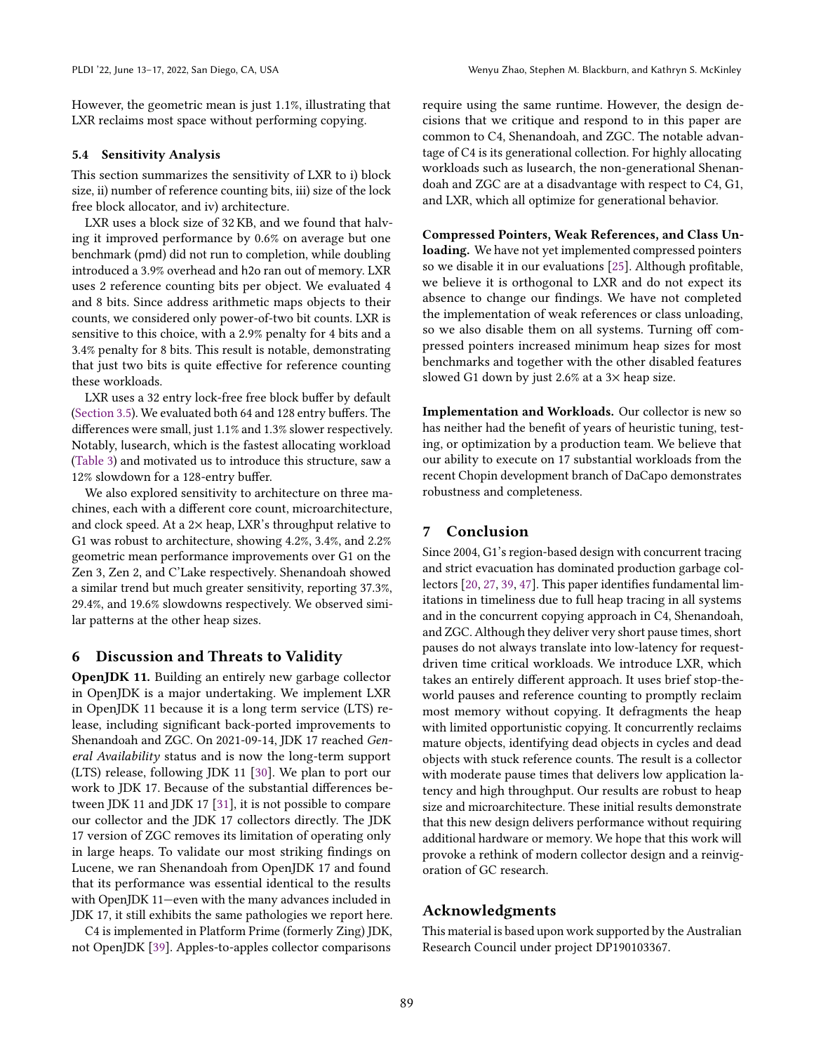However, the geometric mean is just 1.1%, illustrating that LXR reclaims most space without performing copying.

### 5.4 Sensitivity Analysis

This section summarizes the sensitivity of LXR to i) block size, ii) number of reference counting bits, iii) size of the lock free block allocator, and iv) architecture.

LXR uses a block size of 32 KB, and we found that halving it improved performance by 0.6% on average but one benchmark (pmd) did not run to completion, while doubling introduced a 3.9% overhead and h2o ran out of memory. LXR uses 2 reference counting bits per object. We evaluated 4 and 8 bits. Since address arithmetic maps objects to their counts, we considered only power-of-two bit counts. LXR is sensitive to this choice, with a 2.9% penalty for 4 bits and a 3.4% penalty for 8 bits. This result is notable, demonstrating that just two bits is quite effective for reference counting these workloads.

LXR uses a 32 entry lock-free free block buffer by default (Section 3.5). We evaluated both 64 and 128 entry buffers. The differences were small, just 1.1% and 1.3% slower respectively. Notably, lusearch, which is the fastest allocating workload (Table 3) and motivated us to introduce this structure, saw a 12% slowdown for a 128-entry buffer.

We also explored sensitivity to architecture on three machines, each with a different core count, microarchitecture, and clock speed. At a 2× heap, LXR's throughput relative to G1 was robust to architecture, showing 4.2%, 3.4%, and 2.2% geometric mean performance improvements over G1 on the Zen 3, Zen 2, and C'Lake respectively. Shenandoah showed a similar trend but much greater sensitivity, reporting 37.3%, 29.4%, and 19.6% slowdowns respectively. We observed similar patterns at the other heap sizes.

## 6 Discussion and Threats to Validity

**OpenJDK 11.** Building an entirely new garbage collector in OpenJDK is a major undertaking. We implement LXR in OpenJDK 11 because it is a long term service (LTS) release, including significant back-ported improvements to Shenandoah and ZGC. On 2021-09-14, JDK 17 reached *General Availability* status and is now the long-term support (LTS) release, following JDK 11 [30]. We plan to port our work to JDK 17. Because of the substantial differences between JDK 11 and JDK 17 [31], it is not possible to compare our collector and the JDK 17 collectors directly. The JDK 17 version of ZGC removes its limitation of operating only in large heaps. To validate our most striking findings on Lucene, we ran Shenandoah from OpenJDK 17 and found that its performance was essential identical to the results with OpenJDK 11—even with the many advances included in JDK 17, it still exhibits the same pathologies we report here.

C4 is implemented in Platform Prime (formerly Zing) JDK, not OpenJDK [39]. Apples-to-apples collector comparisons require using the same runtime. However, the design decisions that we critique and respond to in this paper are common to C4, Shenandoah, and ZGC. The notable advantage of C4 is its generational collection. For highly allocating workloads such as lusearch, the non-generational Shenandoah and ZGC are at a disadvantage with respect to C4, G1, and LXR, which all optimize for generational behavior.

**Compressed Pointers, Weak References, and Class Unloading.** We have not yet implemented compressed pointers so we disable it in our evaluations [25]. Although profitable, we believe it is orthogonal to LXR and do not expect its absence to change our findings. We have not completed the implementation of weak references or class unloading, so we also disable them on all systems. Turning off compressed pointers increased minimum heap sizes for most benchmarks and together with the other disabled features slowed G1 down by just 2.6% at a 3× heap size.

**Implementation and Workloads.** Our collector is new so has neither had the benefit of years of heuristic tuning, testing, or optimization by a production team. We believe that our ability to execute on 17 substantial workloads from the recent Chopin development branch of DaCapo demonstrates robustness and completeness.

## 7 Conclusion

Since 2004, G1's region-based design with concurrent tracing and strict evacuation has dominated production garbage collectors [20, 27, 39, 47]. This paper identifies fundamental limitations in timeliness due to full heap tracing in all systems and in the concurrent copying approach in C4, Shenandoah, and ZGC. Although they deliver very short pause times, short pauses do not always translate into low-latency for request-driven time critical workloads. We introduce LXR, which takes an entirely different approach. It uses brief stop-the-world pauses and reference counting to promptly reclaim most memory without copying. It defragments the heap with limited opportunistic copying. It concurrently reclaims mature objects, identifying dead objects in cycles and dead objects with stuck reference counts. The result is a collector with moderate pause times that delivers low application latency and high throughput. Our results are robust to heap size and microarchitecture. These initial results demonstrate that this new design delivers performance without requiring additional hardware or memory. We hope that this work will provoke a rethink of modern collector design and a reinvigoration of GC research.

## Acknowledgments

This material is based upon work supported by the Australian Research Council under project DP190103367.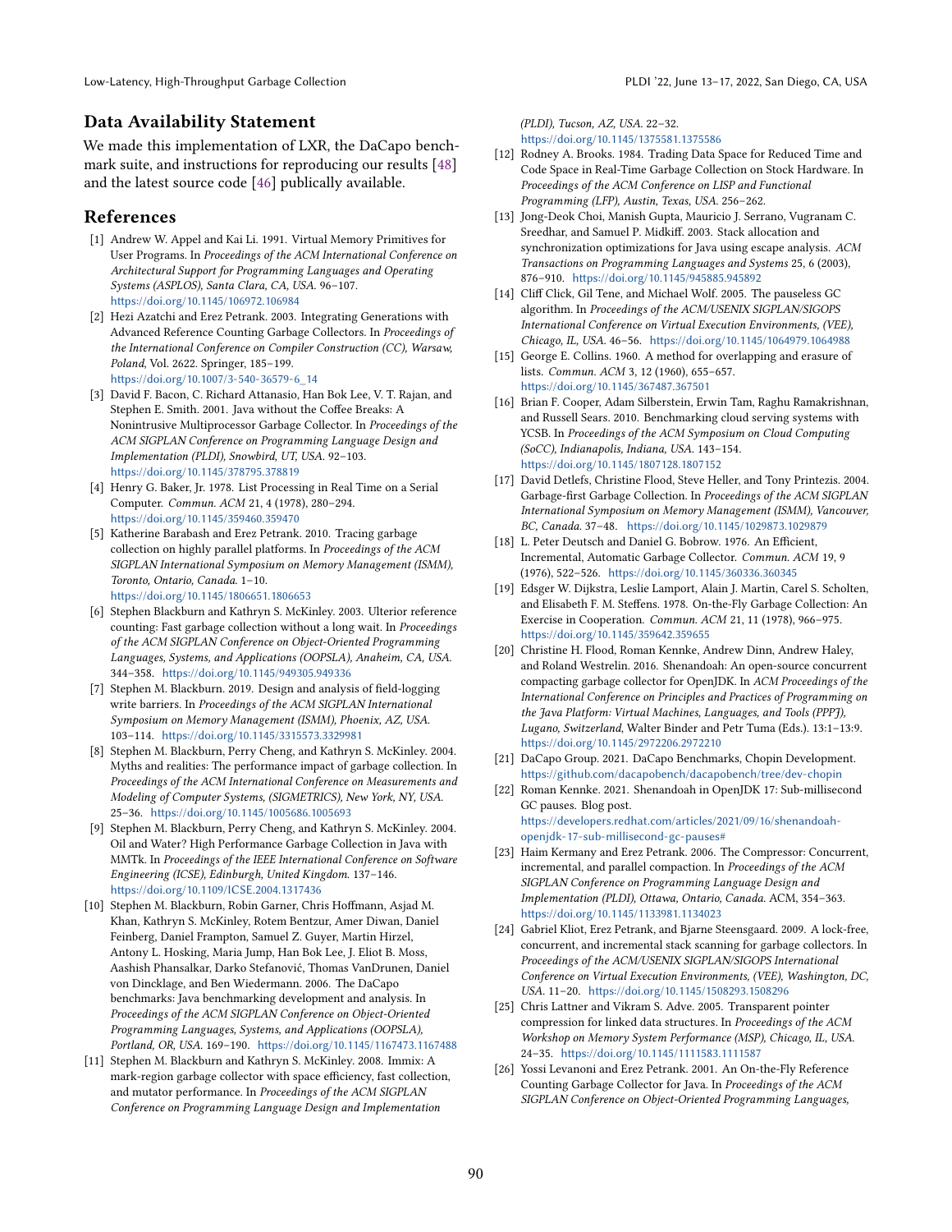## Data Availability Statement

We made this implementation of LXR, the DaCapo benchmark suite, and instructions for reproducing our results [48] and the latest source code [46] publically available.

## References

[1] Andrew W. Appel and Kai Li. 1991. Virtual Memory Primitives for User Programs. In *Proceedings of the ACM International Conference on Architectural Support for Programming Languages and Operating Systems (ASPLOS), Santa Clara, CA, USA*. 96–107. https://doi.org/10.1145/106972.106984

[2] Hezi Azatchi and Erez Petrank. 2003. Integrating Generations with Advanced Reference Counting Garbage Collectors. In *Proceedings of the International Conference on Compiler Construction (CC), Warsaw, Poland*, Vol. 2622. Springer, 185–199. https://doi.org/10.1007/3-540-36579-6_14

[3] David F. Bacon, C. Richard Attanasio, Han Bok Lee, V. T. Rajan, and Stephen E. Smith. 2001. Java without the Coffee Breaks: A Nonintrusive Multiprocessor Garbage Collector. In *Proceedings of the ACM SIGPLAN Conference on Programming Language Design and Implementation (PLDI), Snowbird, UT, USA*. 92–103. https://doi.org/10.1145/378795.378819

[4] Henry G. Baker, Jr. 1978. List Processing in Real Time on a Serial Computer. *Commun. ACM* 21, 4 (1978), 280–294. https://doi.org/10.1145/359460.359470

[5] Katherine Barabash and Erez Petrank. 2010. Tracing garbage collection on highly parallel platforms. In *Proceedings of the ACM SIGPLAN International Symposium on Memory Management (ISMM), Toronto, Ontario, Canada*. 1–10. https://doi.org/10.1145/1806651.1806653

[6] Stephen Blackburn and Kathryn S. McKinley. 2003. Ulterior reference counting: Fast garbage collection without a long wait. In *Proceedings of the ACM SIGPLAN Conference on Object-Oriented Programming Languages, Systems, and Applications (OOPSLA), Anaheim, CA, USA*. 344–358. https://doi.org/10.1145/949305.949336

[7] Stephen M. Blackburn. 2019. Design and analysis of field-logging write barriers. In *Proceedings of the ACM SIGPLAN International Symposium on Memory Management (ISMM), Phoenix, AZ, USA*. 103–114. https://doi.org/10.1145/3315573.3329981

[8] Stephen M. Blackburn, Perry Cheng, and Kathryn S. McKinley. 2004. Myths and realities: The performance impact of garbage collection. In *Proceedings of the ACM International Conference on Measurements and Modeling of Computer Systems, (SIGMETRICS), New York, NY, USA*. 25–36. https://doi.org/10.1145/1005686.1005693

[9] Stephen M. Blackburn, Perry Cheng, and Kathryn S. McKinley. 2004. Oil and Water? High Performance Garbage Collection in Java with MMTk. In *Proceedings of the IEEE International Conference on Software Engineering (ICSE), Edinburgh, United Kingdom*. 137–146. https://doi.org/10.1109/ICSE.2004.1317436

[10] Stephen M. Blackburn, Robin Garner, Chris Hoffmann, Asjad M. Khan, Kathryn S. McKinley, Rotem Bentzur, Amer Diwan, Daniel Feinberg, Daniel Frampton, Samuel Z. Guyer, Martin Hirzel, Antony L. Hosking, Maria Jump, Han Bok Lee, J. Eliot B. Moss, Aashish Phansalkar, Darko Stefanović, Thomas VanDrunen, Daniel von Dincklage, and Ben Wiedermann. 2006. The DaCapo benchmarks: Java benchmarking development and analysis. In *Proceedings of the ACM SIGPLAN Conference on Object-Oriented Programming Languages, Systems, and Applications (OOPSLA), Portland, OR, USA*. 169–190. https://doi.org/10.1145/1167473.1167488

[11] Stephen M. Blackburn and Kathryn S. McKinley. 2008. Immix: A mark-region garbage collector with space efficiency, fast collection, and mutator performance. In *Proceedings of the ACM SIGPLAN Conference on Programming Language Design and Implementation (PLDI), Tucson, AZ, USA*. 22–32. https://doi.org/10.1145/1375581.1375586

[12] Rodney A. Brooks. 1984. Trading Data Space for Reduced Time and Code Space in Real-Time Garbage Collection on Stock Hardware. In *Proceedings of the ACM Conference on LISP and Functional Programming (LFP), Austin, Texas, USA*. 256–262.

[13] Jong-Deok Choi, Manish Gupta, Mauricio J. Serrano, Vugranam C. Sreedhar, and Samuel P. Midkiff. 2003. Stack allocation and synchronization optimizations for Java using escape analysis. *ACM Transactions on Programming Languages and Systems* 25, 6 (2003), 876–910. https://doi.org/10.1145/945885.945892

[14] Cliff Click, Gil Tene, and Michael Wolf. 2005. The pauseless GC algorithm. In *Proceedings of the ACM/USENIX SIGPLAN/SIGOPS International Conference on Virtual Execution Environments, (VEE), Chicago, IL, USA*. 46–56. https://doi.org/10.1145/1064979.1064988

[15] George E. Collins. 1960. A method for overlapping and erasure of lists. *Commun. ACM* 3, 12 (1960), 655–657. https://doi.org/10.1145/367487.367501

[16] Brian F. Cooper, Adam Silberstein, Erwin Tam, Raghu Ramakrishnan, and Russell Sears. 2010. Benchmarking cloud serving systems with YCSB. In *Proceedings of the ACM Symposium on Cloud Computing (SoCC), Indianapolis, Indiana, USA*. 143–154. https://doi.org/10.1145/1807128.1807152

[17] David Detlefs, Christine Flood, Steve Heller, and Tony Printezis. 2004. Garbage-first Garbage Collection. In *Proceedings of the ACM SIGPLAN International Symposium on Memory Management (ISMM), Vancouver, BC, Canada*. 37–48. https://doi.org/10.1145/1029873.1029879

[18] L. Peter Deutsch and Daniel G. Bobrow. 1976. An Efficient, Incremental, Automatic Garbage Collector. *Commun. ACM* 19, 9 (1976), 522–526. https://doi.org/10.1145/360336.360345

[19] Edsger W. Dijkstra, Leslie Lamport, Alain J. Martin, Carel S. Scholten, and Elisabeth F. M. Steffens. 1978. On-the-Fly Garbage Collection: An Exercise in Cooperation. *Commun. ACM* 21, 11 (1978), 966–975. https://doi.org/10.1145/359642.359655

[20] Christine H. Flood, Roman Kennke, Andrew Dinn, Andrew Haley, and Roland Westrelin. 2016. Shenandoah: An open-source concurrent compacting garbage collector for OpenJDK. In *ACM Proceedings of the International Conference on Principles and Practices of Programming on the Java Platform: Virtual Machines, Languages, and Tools (PPPJ), Lugano, Switzerland*, Walter Binder and Petr Tuma (Eds.). 13:1–13:9. https://doi.org/10.1145/2972206.2972210

[21] DaCapo Group. 2021. DaCapo Benchmarks, Chopin Development. https://github.com/dacapobench/dacapobench/tree/dev-chopin

[22] Roman Kennke. 2021. Shenandoah in OpenJDK 17: Sub-millisecond GC pauses. Blog post. https://developers.redhat.com/articles/2021/09/16/shenandoah-openjdk-17-sub-millisecond-gc-pauses#

[23] Haim Kermany and Erez Petrank. 2006. The Compressor: Concurrent, incremental, and parallel compaction. In *Proceedings of the ACM SIGPLAN Conference on Programming Language Design and Implementation (PLDI), Ottawa, Ontario, Canada*. ACM, 354–363. https://doi.org/10.1145/1133981.1134023

[24] Gabriel Kliot, Erez Petrank, and Bjarne Steensgaard. 2009. A lock-free, concurrent, and incremental stack scanning for garbage collectors. In *Proceedings of the ACM/USENIX SIGPLAN/SIGOPS International Conference on Virtual Execution Environments, (VEE), Washington, DC, USA*. 11–20. https://doi.org/10.1145/1508293.1508296

[25] Chris Lattner and Vikram S. Adve. 2005. Transparent pointer compression for linked data structures. In *Proceedings of the ACM Workshop on Memory System Performance (MSP), Chicago, IL, USA*. 24–35. https://doi.org/10.1145/1111583.1111587

[26] Yossi Levanoni and Erez Petrank. 2001. An On-the-Fly Reference Counting Garbage Collector for Java. In *Proceedings of the ACM SIGPLAN Conference on Object-Oriented Programming Languages,*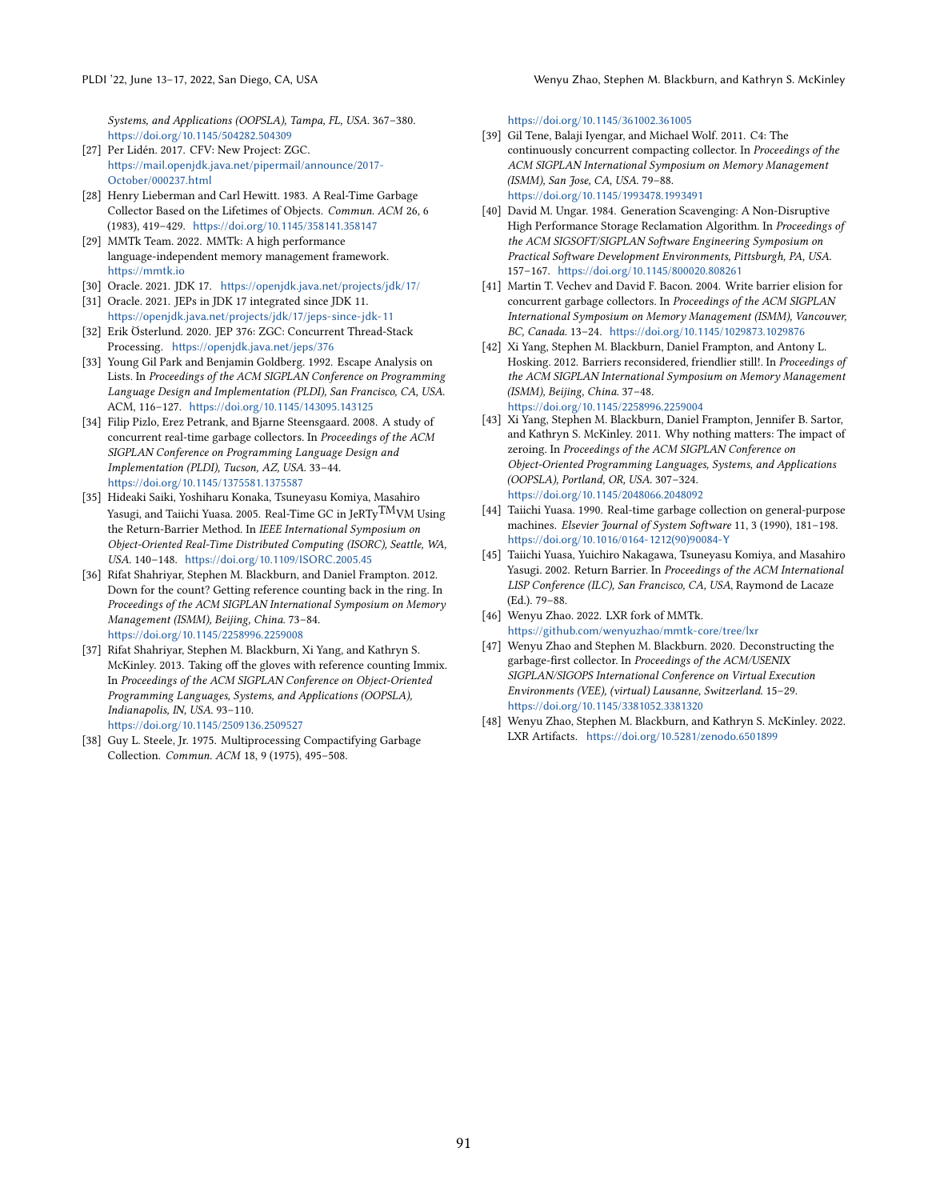Systems, and Applications (OOPSLA), Tampa, FL, USA*. 367–380. https://doi.org/10.1145/504282.504309

[27] Per Lidén. 2017. CFV: New Project: ZGC. https://mail.openjdk.java.net/pipermail/announce/2017-October/000237.html

[28] Henry Lieberman and Carl Hewitt. 1983. A Real-Time Garbage Collector Based on the Lifetimes of Objects. *Commun. ACM* 26, 6 (1983), 419–429. https://doi.org/10.1145/358141.358147

[29] MMTk Team. 2022. MMTk: A high performance language-independent memory management framework. https://mmtk.io

[30] Oracle. 2021. JDK 17. https://openjdk.java.net/projects/jdk/17/

[31] Oracle. 2021. JEPs in JDK 17 integrated since JDK 11. https://openjdk.java.net/projects/jdk/17/jeps-since-jdk-11

[32] Erik Österlund. 2020. JEP 376: ZGC: Concurrent Thread-Stack Processing. https://openjdk.java.net/jeps/376

[33] Young Gil Park and Benjamin Goldberg. 1992. Escape Analysis on Lists. In *Proceedings of the ACM SIGPLAN Conference on Programming Language Design and Implementation (PLDI), San Francisco, CA, USA*. ACM, 116–127. https://doi.org/10.1145/143095.143125

[34] Filip Pizlo, Erez Petrank, and Bjarne Steensgaard. 2008. A study of concurrent real-time garbage collectors. In *Proceedings of the ACM SIGPLAN Conference on Programming Language Design and Implementation (PLDI), Tucson, AZ, USA*. 33–44. https://doi.org/10.1145/1375581.1375587

[35] Hideaki Saiki, Yoshiharu Konaka, Tsuneyasu Komiya, Masahiro Yasugi, and Taiichi Yuasa. 2005. Real-Time GC in JeRTy™VM Using the Return-Barrier Method. In *IEEE International Symposium on Object-Oriented Real-Time Distributed Computing (ISORC), Seattle, WA, USA*. 140–148. https://doi.org/10.1109/ISORC.2005.45

[36] Rifat Shahriyar, Stephen M. Blackburn, and Daniel Frampton. 2012. Down for the count? Getting reference counting back in the ring. In *Proceedings of the ACM SIGPLAN International Symposium on Memory Management (ISMM), Beijing, China*. 73–84. https://doi.org/10.1145/2258996.2259008

[37] Rifat Shahriyar, Stephen M. Blackburn, Xi Yang, and Kathryn S. McKinley. 2013. Taking off the gloves with reference counting Immix. In *Proceedings of the ACM SIGPLAN Conference on Object-Oriented Programming Languages, Systems, and Applications (OOPSLA), Indianapolis, IN, USA*. 93–110. https://doi.org/10.1145/2509136.2509527

[38] Guy L. Steele, Jr. 1975. Multiprocessing Compactifying Garbage Collection. *Commun. ACM* 18, 9 (1975), 495–508. https://doi.org/10.1145/361002.361005

[39] Gil Tene, Balaji Iyengar, and Michael Wolf. 2011. C4: The continuously concurrent compacting collector. In *Proceedings of the ACM SIGPLAN International Symposium on Memory Management (ISMM), San Jose, CA, USA*. 79–88. https://doi.org/10.1145/1993478.1993491

[40] David M. Ungar. 1984. Generation Scavenging: A Non-Disruptive High Performance Storage Reclamation Algorithm. In *Proceedings of the ACM SIGSOFT/SIGPLAN Software Engineering Symposium on Practical Software Development Environments, Pittsburgh, PA, USA*. 157–167. https://doi.org/10.1145/800020.808261

[41] Martin T. Vechev and David F. Bacon. 2004. Write barrier elision for concurrent garbage collectors. In *Proceedings of the ACM SIGPLAN International Symposium on Memory Management (ISMM), Vancouver, BC, Canada*. 13–24. https://doi.org/10.1145/1029873.1029876

[42] Xi Yang, Stephen M. Blackburn, Daniel Frampton, and Antony L. Hosking. 2012. Barriers reconsidered, friendlier still!. In *Proceedings of the ACM SIGPLAN International Symposium on Memory Management (ISMM), Beijing, China*. 37–48. https://doi.org/10.1145/2258996.2259004

[43] Xi Yang, Stephen M. Blackburn, Daniel Frampton, Jennifer B. Sartor, and Kathryn S. McKinley. 2011. Why nothing matters: The impact of zeroing. In *Proceedings of the ACM SIGPLAN Conference on Object-Oriented Programming Languages, Systems, and Applications (OOPSLA), Portland, OR, USA*. 307–324. https://doi.org/10.1145/2048066.2048092

[44] Taiichi Yuasa. 1990. Real-time garbage collection on general-purpose machines. *Elsevier Journal of System Software* 11, 3 (1990), 181–198. https://doi.org/10.1016/0164-1212(90)90084-Y

[45] Taiichi Yuasa, Yuichiro Nakagawa, Tsuneyasu Komiya, and Masahiro Yasugi. 2002. Return Barrier. In *Proceedings of the ACM International LISP Conference (ILC), San Francisco, CA, USA*, Raymond de Lacaze (Ed.). 79–88.

[46] Wenyu Zhao. 2022. LXR fork of MMTk. https://github.com/wenyuzhao/mmtk-core/tree/lxr

[47] Wenyu Zhao and Stephen M. Blackburn. 2020. Deconstructing the garbage-first collector. In *Proceedings of the ACM/USENIX SIGPLAN/SIGOPS International Conference on Virtual Execution Environments (VEE), (virtual) Lausanne, Switzerland*. 15–29. https://doi.org/10.1145/3381052.3381320

[48] Wenyu Zhao, Stephen M. Blackburn, and Kathryn S. McKinley. 2022. LXR Artifacts. https://doi.org/10.5281/zenodo.6501899